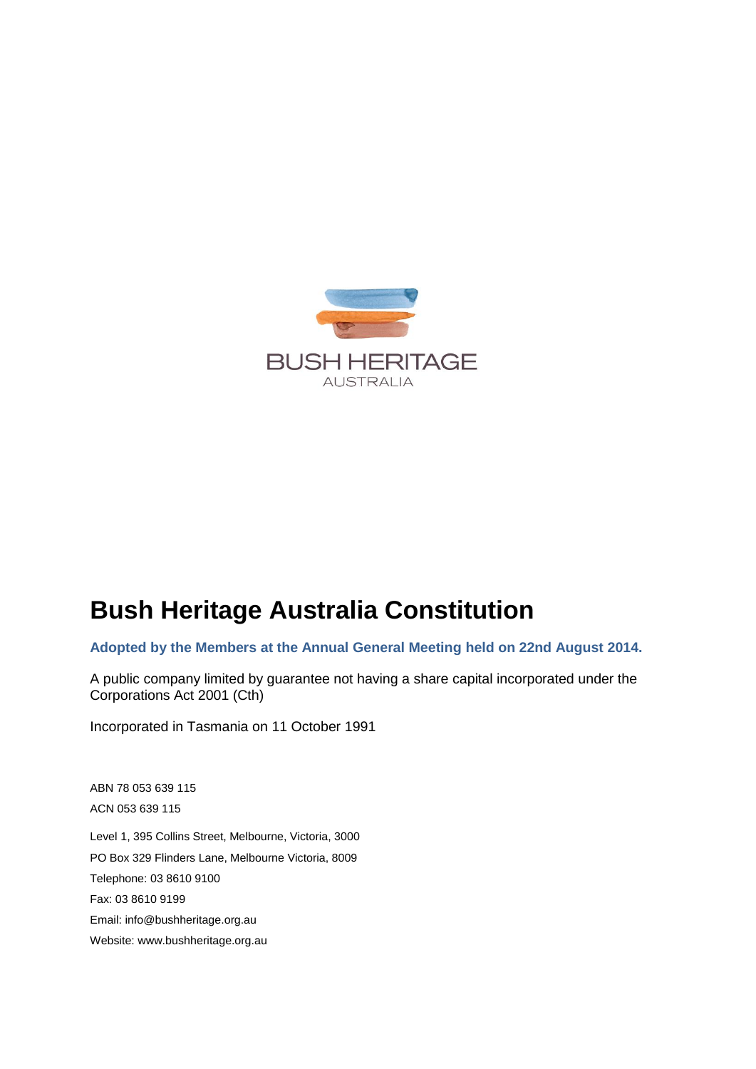BUSH HERITAGE
AUSTRALIA

# Bush Heritage Australia Constitution

**Adopted by the Members at the Annual General Meeting held on 22nd August 2014.**

A public company limited by guarantee not having a share capital incorporated under the Corporations Act 2001 (Cth)

Incorporated in Tasmania on 11 October 1991

ABN 78 053 639 115

ACN 053 639 115

Level 1, 395 Collins Street, Melbourne, Victoria, 3000

PO Box 329 Flinders Lane, Melbourne Victoria, 8009

Telephone: 03 8610 9100

Fax: 03 8610 9199

Email: info@bushheritage.org.au

Website: www.bushheritage.org.au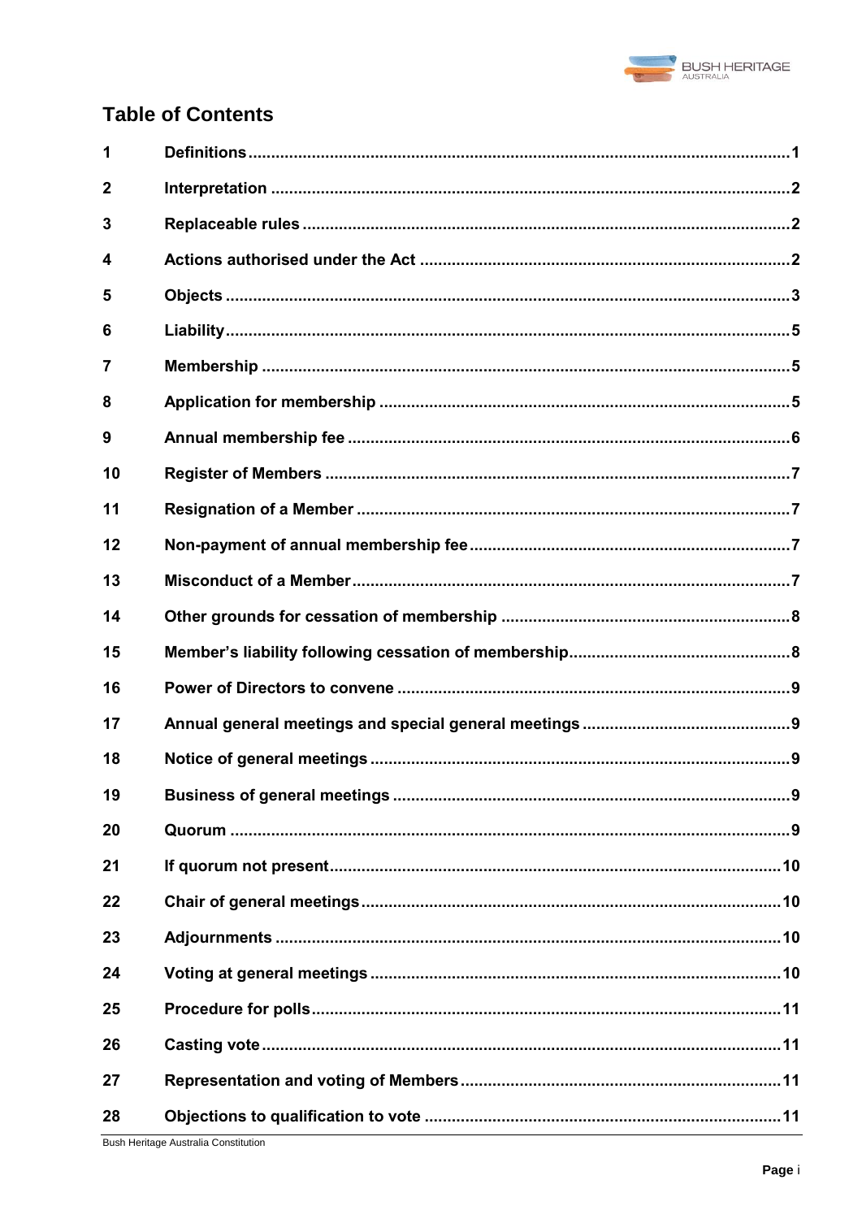## Table of Contents

| | | |
|---|---|---|
| 1 | Definitions | 1 |
| 2 | Interpretation | 2 |
| 3 | Replaceable rules | 2 |
| 4 | Actions authorised under the Act | 2 |
| 5 | Objects | 3 |
| 6 | Liability | 5 |
| 7 | Membership | 5 |
| 8 | Application for membership | 5 |
| 9 | Annual membership fee | 6 |
| 10 | Register of Members | 7 |
| 11 | Resignation of a Member | 7 |
| 12 | Non-payment of annual membership fee | 7 |
| 13 | Misconduct of a Member | 7 |
| 14 | Other grounds for cessation of membership | 8 |
| 15 | Member's liability following cessation of membership | 8 |
| 16 | Power of Directors to convene | 9 |
| 17 | Annual general meetings and special general meetings | 9 |
| 18 | Notice of general meetings | 9 |
| 19 | Business of general meetings | 9 |
| 20 | Quorum | 9 |
| 21 | If quorum not present | 10 |
| 22 | Chair of general meetings | 10 |
| 23 | Adjournments | 10 |
| 24 | Voting at general meetings | 10 |
| 25 | Procedure for polls | 11 |
| 26 | Casting vote | 11 |
| 27 | Representation and voting of Members | 11 |
| 28 | Objections to qualification to vote | 11 |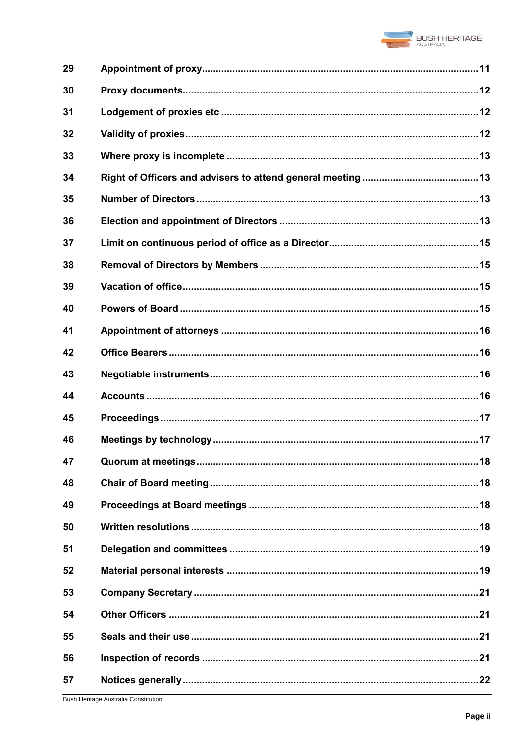| | | |
|---|---|---|
| 29 | **Appointment of proxy** | **11** |
| 30 | **Proxy documents** | **12** |
| 31 | **Lodgement of proxies etc** | **12** |
| 32 | **Validity of proxies** | **12** |
| 33 | **Where proxy is incomplete** | **13** |
| 34 | **Right of Officers and advisers to attend general meeting** | **13** |
| 35 | **Number of Directors** | **13** |
| 36 | **Election and appointment of Directors** | **13** |
| 37 | **Limit on continuous period of office as a Director** | **15** |
| 38 | **Removal of Directors by Members** | **15** |
| 39 | **Vacation of office** | **15** |
| 40 | **Powers of Board** | **15** |
| 41 | **Appointment of attorneys** | **16** |
| 42 | **Office Bearers** | **16** |
| 43 | **Negotiable instruments** | **16** |
| 44 | **Accounts** | **16** |
| 45 | **Proceedings** | **17** |
| 46 | **Meetings by technology** | **17** |
| 47 | **Quorum at meetings** | **18** |
| 48 | **Chair of Board meeting** | **18** |
| 49 | **Proceedings at Board meetings** | **18** |
| 50 | **Written resolutions** | **18** |
| 51 | **Delegation and committees** | **19** |
| 52 | **Material personal interests** | **19** |
| 53 | **Company Secretary** | **21** |
| 54 | **Other Officers** | **21** |
| 55 | **Seals and their use** | **21** |
| 56 | **Inspection of records** | **21** |
| 57 | **Notices generally** | **22** |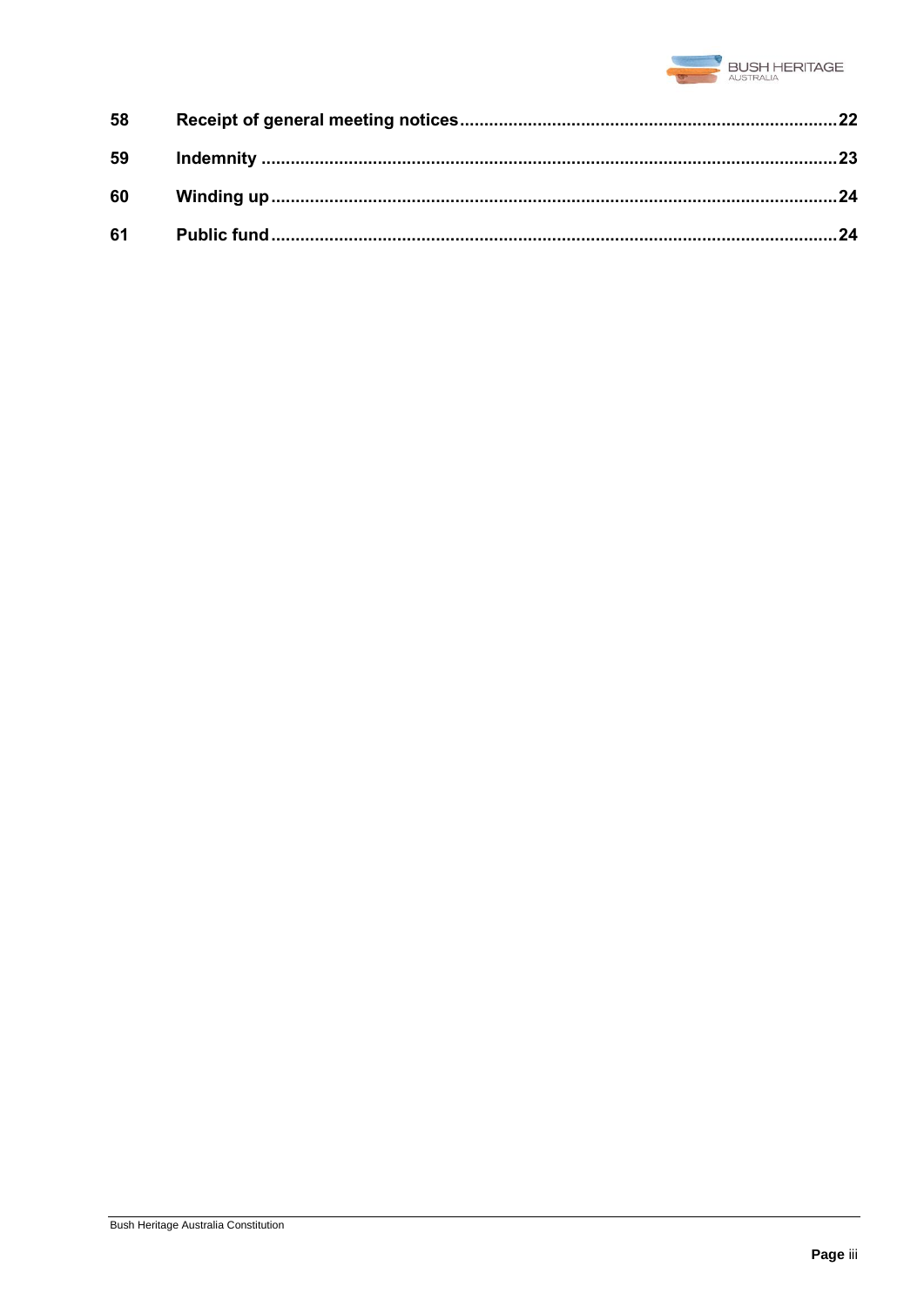| | | |
|---|---|---|
| **58** | **Receipt of general meeting notices** | **22** |
| **59** | **Indemnity** | **23** |
| **60** | **Winding up** | **24** |
| **61** | **Public fund** | **24** |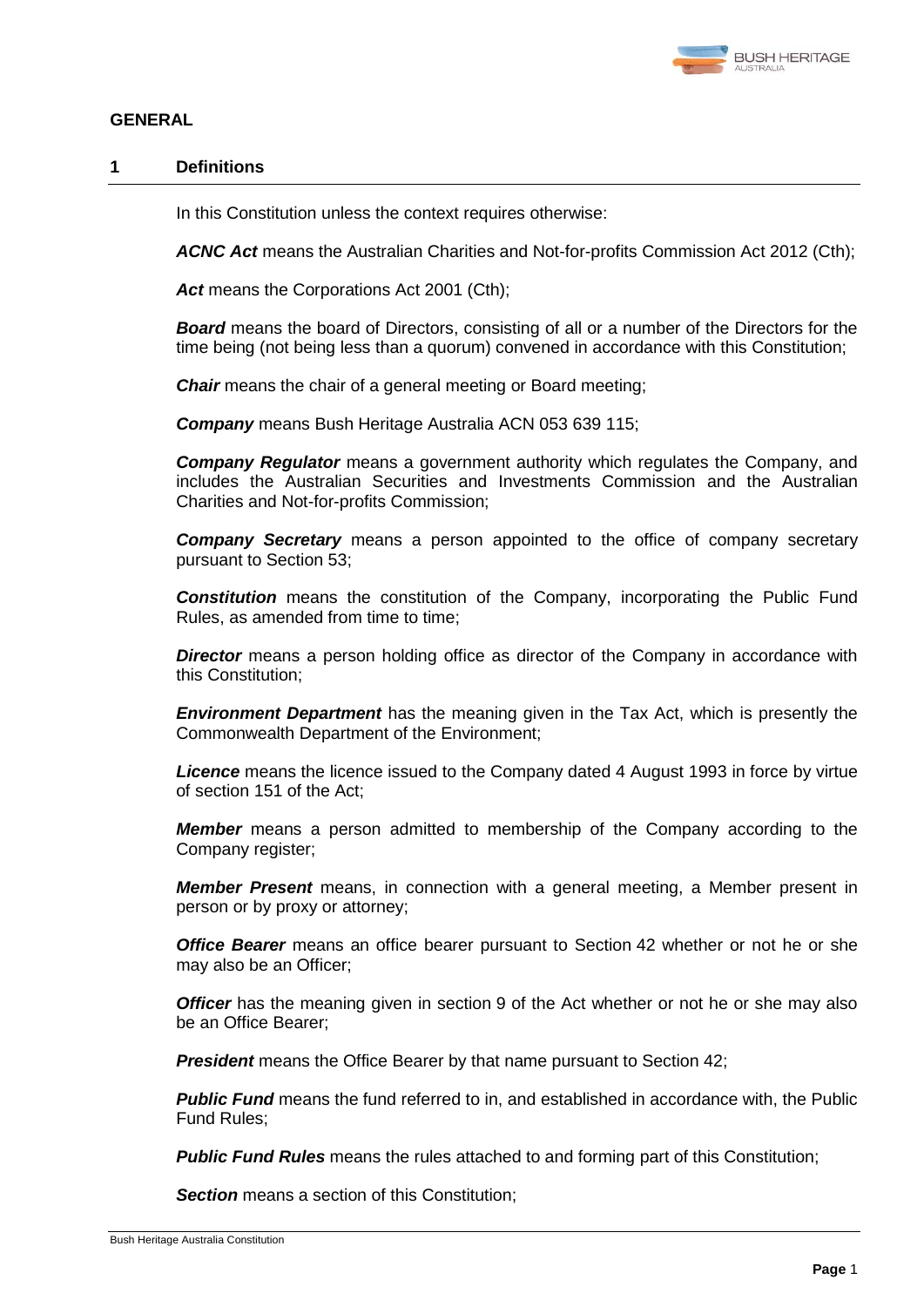## GENERAL

### 1 Definitions

In this Constitution unless the context requires otherwise:

***ACNC Act*** means the Australian Charities and Not-for-profits Commission Act 2012 (Cth);

***Act*** means the Corporations Act 2001 (Cth);

***Board*** means the board of Directors, consisting of all or a number of the Directors for the time being (not being less than a quorum) convened in accordance with this Constitution;

***Chair*** means the chair of a general meeting or Board meeting;

***Company*** means Bush Heritage Australia ACN 053 639 115;

***Company Regulator*** means a government authority which regulates the Company, and includes the Australian Securities and Investments Commission and the Australian Charities and Not-for-profits Commission;

***Company Secretary*** means a person appointed to the office of company secretary pursuant to Section 53;

***Constitution*** means the constitution of the Company, incorporating the Public Fund Rules, as amended from time to time;

***Director*** means a person holding office as director of the Company in accordance with this Constitution;

***Environment Department*** has the meaning given in the Tax Act, which is presently the Commonwealth Department of the Environment;

***Licence*** means the licence issued to the Company dated 4 August 1993 in force by virtue of section 151 of the Act;

***Member*** means a person admitted to membership of the Company according to the Company register;

***Member Present*** means, in connection with a general meeting, a Member present in person or by proxy or attorney;

***Office Bearer*** means an office bearer pursuant to Section 42 whether or not he or she may also be an Officer;

***Officer*** has the meaning given in section 9 of the Act whether or not he or she may also be an Office Bearer;

***President*** means the Office Bearer by that name pursuant to Section 42;

***Public Fund*** means the fund referred to in, and established in accordance with, the Public Fund Rules;

***Public Fund Rules*** means the rules attached to and forming part of this Constitution;

***Section*** means a section of this Constitution;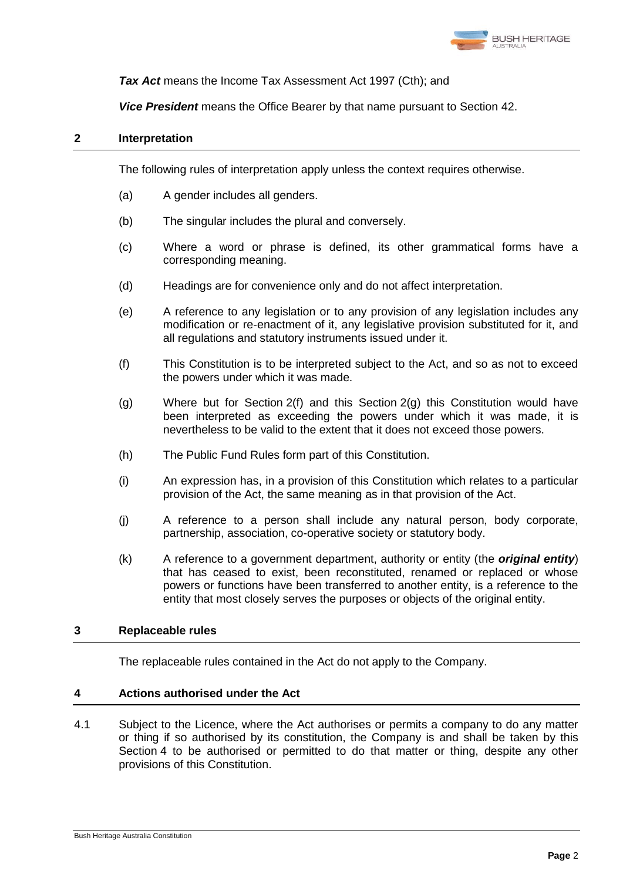***Tax Act*** means the Income Tax Assessment Act 1997 (Cth); and

***Vice President*** means the Office Bearer by that name pursuant to Section 42.

## 2 Interpretation

The following rules of interpretation apply unless the context requires otherwise.

(a) A gender includes all genders.

(b) The singular includes the plural and conversely.

(c) Where a word or phrase is defined, its other grammatical forms have a corresponding meaning.

(d) Headings are for convenience only and do not affect interpretation.

(e) A reference to any legislation or to any provision of any legislation includes any modification or re-enactment of it, any legislative provision substituted for it, and all regulations and statutory instruments issued under it.

(f) This Constitution is to be interpreted subject to the Act, and so as not to exceed the powers under which it was made.

(g) Where but for Section 2(f) and this Section 2(g) this Constitution would have been interpreted as exceeding the powers under which it was made, it is nevertheless to be valid to the extent that it does not exceed those powers.

(h) The Public Fund Rules form part of this Constitution.

(i) An expression has, in a provision of this Constitution which relates to a particular provision of the Act, the same meaning as in that provision of the Act.

(j) A reference to a person shall include any natural person, body corporate, partnership, association, co-operative society or statutory body.

(k) A reference to a government department, authority or entity (the ***original entity***) that has ceased to exist, been reconstituted, renamed or replaced or whose powers or functions have been transferred to another entity, is a reference to the entity that most closely serves the purposes or objects of the original entity.

## 3 Replaceable rules

The replaceable rules contained in the Act do not apply to the Company.

## 4 Actions authorised under the Act

4.1 Subject to the Licence, where the Act authorises or permits a company to do any matter or thing if so authorised by its constitution, the Company is and shall be taken by this Section 4 to be authorised or permitted to do that matter or thing, despite any other provisions of this Constitution.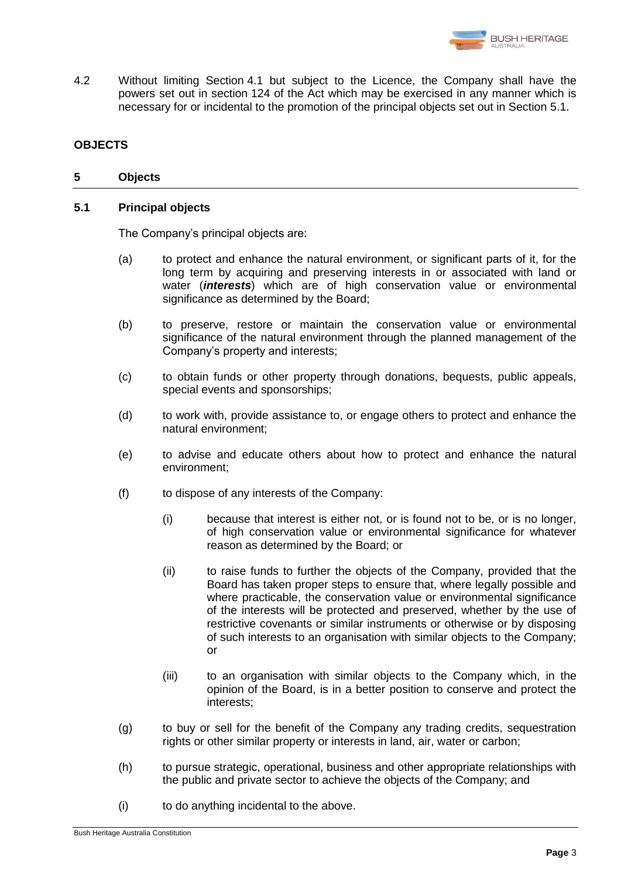4.2 Without limiting Section 4.1 but subject to the Licence, the Company shall have the powers set out in section 124 of the Act which may be exercised in any manner which is necessary for or incidental to the promotion of the principal objects set out in Section 5.1.

## OBJECTS

### 5 Objects

#### 5.1 Principal objects

The Company's principal objects are:

(a) to protect and enhance the natural environment, or significant parts of it, for the long term by acquiring and preserving interests in or associated with land or water (***interests***) which are of high conservation value or environmental significance as determined by the Board;

(b) to preserve, restore or maintain the conservation value or environmental significance of the natural environment through the planned management of the Company's property and interests;

(c) to obtain funds or other property through donations, bequests, public appeals, special events and sponsorships;

(d) to work with, provide assistance to, or engage others to protect and enhance the natural environment;

(e) to advise and educate others about how to protect and enhance the natural environment;

(f) to dispose of any interests of the Company:

 (i) because that interest is either not, or is found not to be, or is no longer, of high conservation value or environmental significance for whatever reason as determined by the Board; or

 (ii) to raise funds to further the objects of the Company, provided that the Board has taken proper steps to ensure that, where legally possible and where practicable, the conservation value or environmental significance of the interests will be protected and preserved, whether by the use of restrictive covenants or similar instruments or otherwise or by disposing of such interests to an organisation with similar objects to the Company; or

 (iii) to an organisation with similar objects to the Company which, in the opinion of the Board, is in a better position to conserve and protect the interests;

(g) to buy or sell for the benefit of the Company any trading credits, sequestration rights or other similar property or interests in land, air, water or carbon;

(h) to pursue strategic, operational, business and other appropriate relationships with the public and private sector to achieve the objects of the Company; and

(i) to do anything incidental to the above.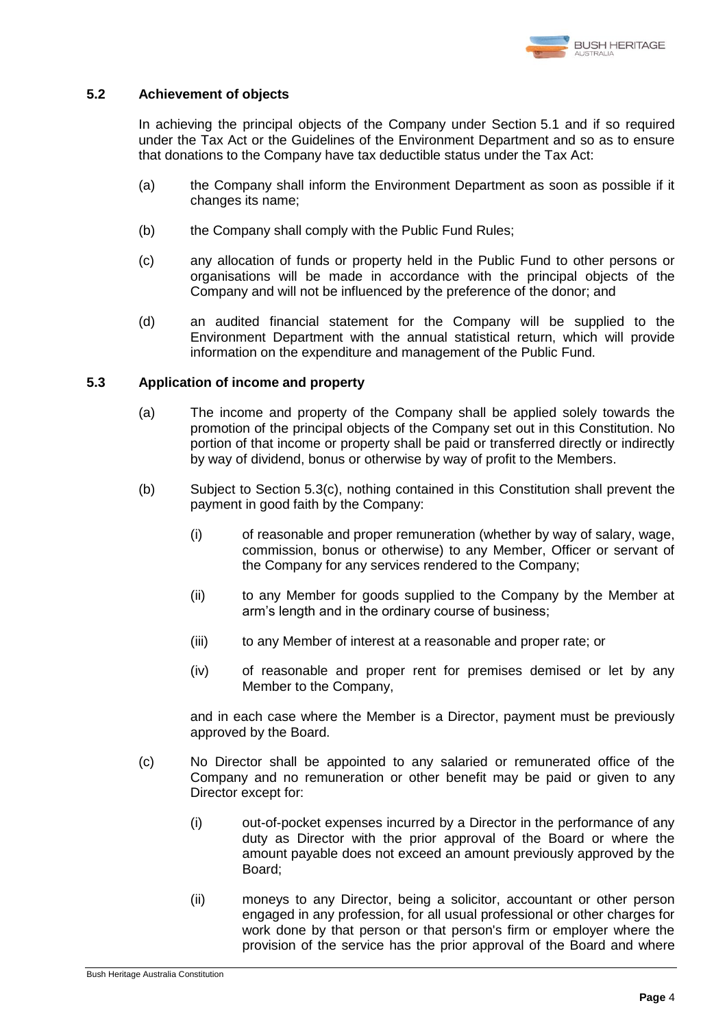### 5.2 Achievement of objects

In achieving the principal objects of the Company under Section 5.1 and if so required under the Tax Act or the Guidelines of the Environment Department and so as to ensure that donations to the Company have tax deductible status under the Tax Act:

(a) the Company shall inform the Environment Department as soon as possible if it changes its name;

(b) the Company shall comply with the Public Fund Rules;

(c) any allocation of funds or property held in the Public Fund to other persons or organisations will be made in accordance with the principal objects of the Company and will not be influenced by the preference of the donor; and

(d) an audited financial statement for the Company will be supplied to the Environment Department with the annual statistical return, which will provide information on the expenditure and management of the Public Fund.

### 5.3 Application of income and property

(a) The income and property of the Company shall be applied solely towards the promotion of the principal objects of the Company set out in this Constitution. No portion of that income or property shall be paid or transferred directly or indirectly by way of dividend, bonus or otherwise by way of profit to the Members.

(b) Subject to Section 5.3(c), nothing contained in this Constitution shall prevent the payment in good faith by the Company:

(i) of reasonable and proper remuneration (whether by way of salary, wage, commission, bonus or otherwise) to any Member, Officer or servant of the Company for any services rendered to the Company;

(ii) to any Member for goods supplied to the Company by the Member at arm's length and in the ordinary course of business;

(iii) to any Member of interest at a reasonable and proper rate; or

(iv) of reasonable and proper rent for premises demised or let by any Member to the Company,

and in each case where the Member is a Director, payment must be previously approved by the Board.

(c) No Director shall be appointed to any salaried or remunerated office of the Company and no remuneration or other benefit may be paid or given to any Director except for:

(i) out-of-pocket expenses incurred by a Director in the performance of any duty as Director with the prior approval of the Board or where the amount payable does not exceed an amount previously approved by the Board;

(ii) moneys to any Director, being a solicitor, accountant or other person engaged in any profession, for all usual professional or other charges for work done by that person or that person's firm or employer where the provision of the service has the prior approval of the Board and where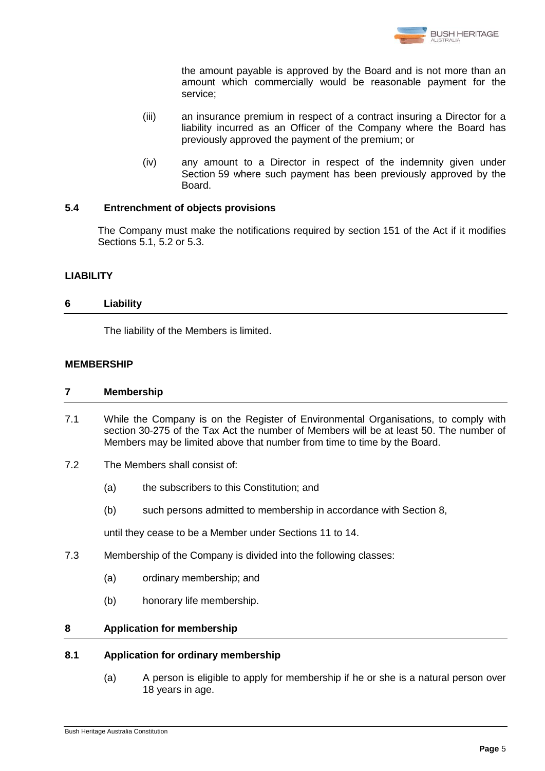the amount payable is approved by the Board and is not more than an amount which commercially would be reasonable payment for the service;

(iii) an insurance premium in respect of a contract insuring a Director for a liability incurred as an Officer of the Company where the Board has previously approved the payment of the premium; or

(iv) any amount to a Director in respect of the indemnity given under Section 59 where such payment has been previously approved by the Board.

### 5.4 Entrenchment of objects provisions

The Company must make the notifications required by section 151 of the Act if it modifies Sections 5.1, 5.2 or 5.3.

**LIABILITY**

## 6 Liability

The liability of the Members is limited.

**MEMBERSHIP**

## 7 Membership

7.1 While the Company is on the Register of Environmental Organisations, to comply with section 30-275 of the Tax Act the number of Members will be at least 50. The number of Members may be limited above that number from time to time by the Board.

7.2 The Members shall consist of:

(a) the subscribers to this Constitution; and

(b) such persons admitted to membership in accordance with Section 8,

until they cease to be a Member under Sections 11 to 14.

7.3 Membership of the Company is divided into the following classes:

(a) ordinary membership; and

(b) honorary life membership.

## 8 Application for membership

### 8.1 Application for ordinary membership

(a) A person is eligible to apply for membership if he or she is a natural person over 18 years in age.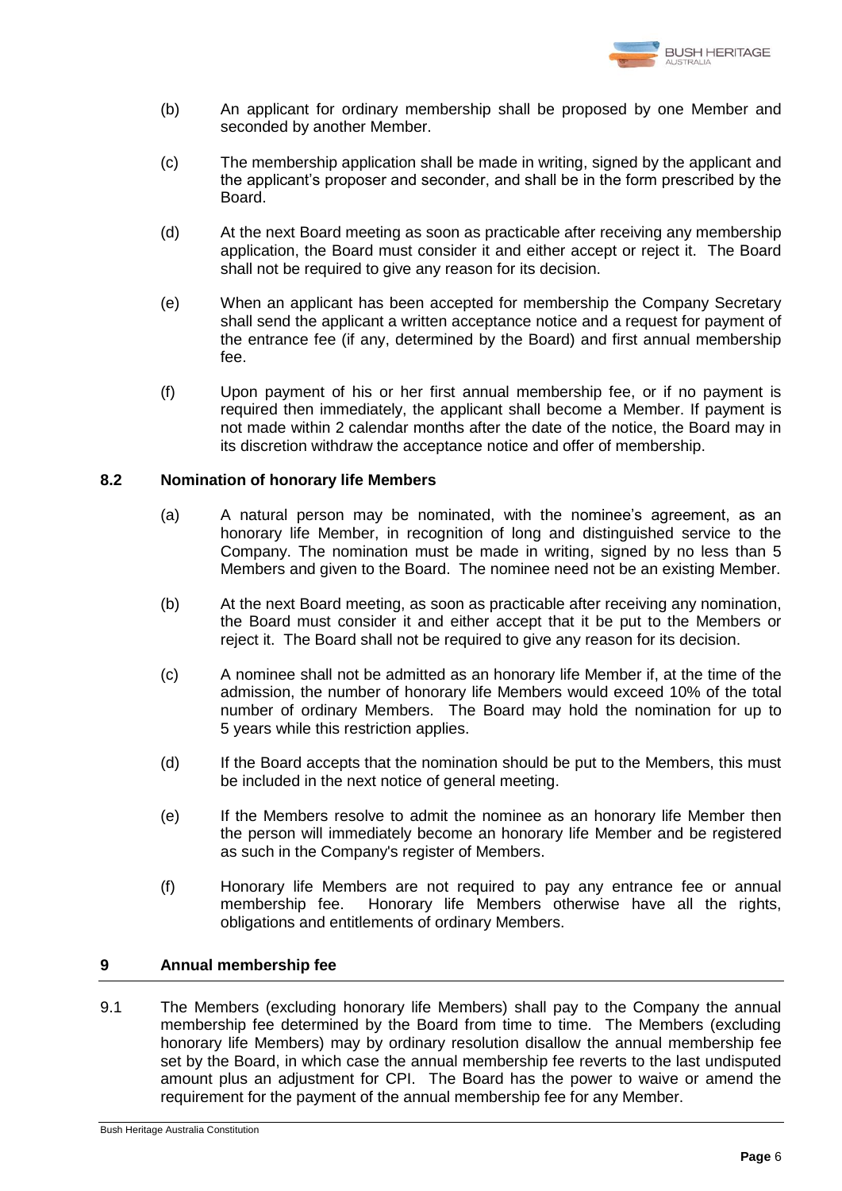(b) An applicant for ordinary membership shall be proposed by one Member and seconded by another Member.

(c) The membership application shall be made in writing, signed by the applicant and the applicant's proposer and seconder, and shall be in the form prescribed by the Board.

(d) At the next Board meeting as soon as practicable after receiving any membership application, the Board must consider it and either accept or reject it. The Board shall not be required to give any reason for its decision.

(e) When an applicant has been accepted for membership the Company Secretary shall send the applicant a written acceptance notice and a request for payment of the entrance fee (if any, determined by the Board) and first annual membership fee.

(f) Upon payment of his or her first annual membership fee, or if no payment is required then immediately, the applicant shall become a Member. If payment is not made within 2 calendar months after the date of the notice, the Board may in its discretion withdraw the acceptance notice and offer of membership.

### 8.2 Nomination of honorary life Members

(a) A natural person may be nominated, with the nominee's agreement, as an honorary life Member, in recognition of long and distinguished service to the Company. The nomination must be made in writing, signed by no less than 5 Members and given to the Board. The nominee need not be an existing Member.

(b) At the next Board meeting, as soon as practicable after receiving any nomination, the Board must consider it and either accept that it be put to the Members or reject it. The Board shall not be required to give any reason for its decision.

(c) A nominee shall not be admitted as an honorary life Member if, at the time of the admission, the number of honorary life Members would exceed 10% of the total number of ordinary Members. The Board may hold the nomination for up to 5 years while this restriction applies.

(d) If the Board accepts that the nomination should be put to the Members, this must be included in the next notice of general meeting.

(e) If the Members resolve to admit the nominee as an honorary life Member then the person will immediately become an honorary life Member and be registered as such in the Company's register of Members.

(f) Honorary life Members are not required to pay any entrance fee or annual membership fee. Honorary life Members otherwise have all the rights, obligations and entitlements of ordinary Members.

## 9 Annual membership fee

9.1 The Members (excluding honorary life Members) shall pay to the Company the annual membership fee determined by the Board from time to time. The Members (excluding honorary life Members) may by ordinary resolution disallow the annual membership fee set by the Board, in which case the annual membership fee reverts to the last undisputed amount plus an adjustment for CPI. The Board has the power to waive or amend the requirement for the payment of the annual membership fee for any Member.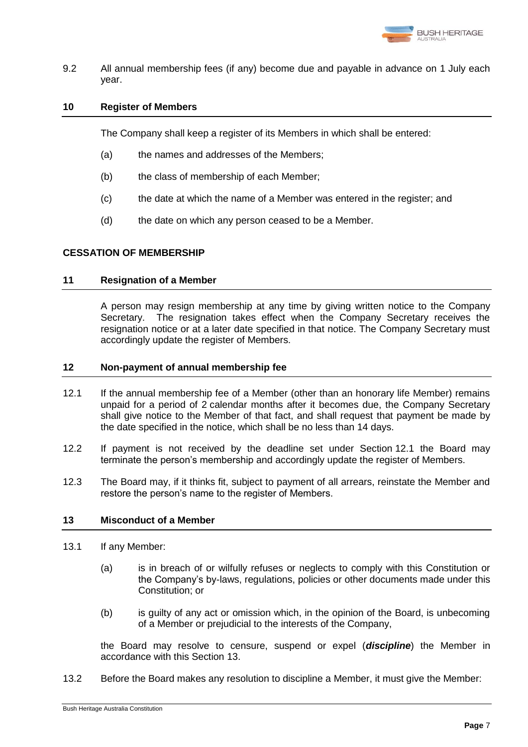9.2 All annual membership fees (if any) become due and payable in advance on 1 July each year.

## 10 Register of Members

The Company shall keep a register of its Members in which shall be entered:

(a) the names and addresses of the Members;

(b) the class of membership of each Member;

(c) the date at which the name of a Member was entered in the register; and

(d) the date on which any person ceased to be a Member.

# CESSATION OF MEMBERSHIP

## 11 Resignation of a Member

A person may resign membership at any time by giving written notice to the Company Secretary. The resignation takes effect when the Company Secretary receives the resignation notice or at a later date specified in that notice. The Company Secretary must accordingly update the register of Members.

## 12 Non-payment of annual membership fee

12.1 If the annual membership fee of a Member (other than an honorary life Member) remains unpaid for a period of 2 calendar months after it becomes due, the Company Secretary shall give notice to the Member of that fact, and shall request that payment be made by the date specified in the notice, which shall be no less than 14 days.

12.2 If payment is not received by the deadline set under Section 12.1 the Board may terminate the person's membership and accordingly update the register of Members.

12.3 The Board may, if it thinks fit, subject to payment of all arrears, reinstate the Member and restore the person's name to the register of Members.

## 13 Misconduct of a Member

13.1 If any Member:

(a) is in breach of or wilfully refuses or neglects to comply with this Constitution or the Company's by-laws, regulations, policies or other documents made under this Constitution; or

(b) is guilty of any act or omission which, in the opinion of the Board, is unbecoming of a Member or prejudicial to the interests of the Company,

the Board may resolve to censure, suspend or expel (***discipline***) the Member in accordance with this Section 13.

13.2 Before the Board makes any resolution to discipline a Member, it must give the Member: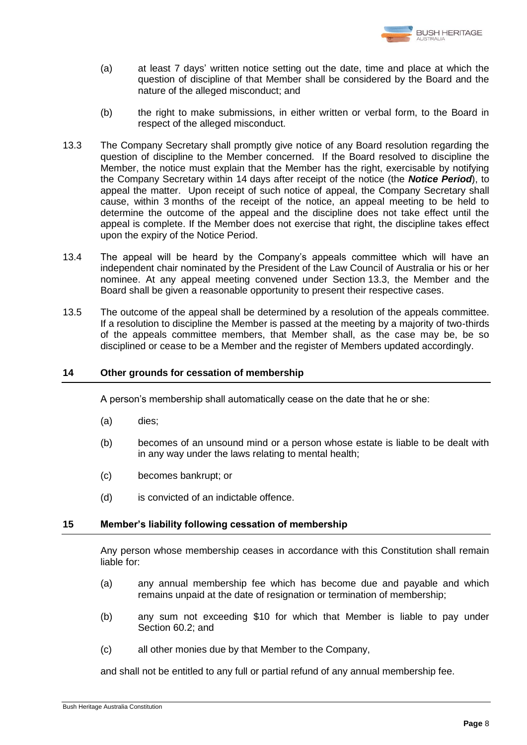(a) at least 7 days' written notice setting out the date, time and place at which the question of discipline of that Member shall be considered by the Board and the nature of the alleged misconduct; and

(b) the right to make submissions, in either written or verbal form, to the Board in respect of the alleged misconduct.

13.3 The Company Secretary shall promptly give notice of any Board resolution regarding the question of discipline to the Member concerned. If the Board resolved to discipline the Member, the notice must explain that the Member has the right, exercisable by notifying the Company Secretary within 14 days after receipt of the notice (the ***Notice Period***), to appeal the matter. Upon receipt of such notice of appeal, the Company Secretary shall cause, within 3 months of the receipt of the notice, an appeal meeting to be held to determine the outcome of the appeal and the discipline does not take effect until the appeal is complete. If the Member does not exercise that right, the discipline takes effect upon the expiry of the Notice Period.

13.4 The appeal will be heard by the Company's appeals committee which will have an independent chair nominated by the President of the Law Council of Australia or his or her nominee. At any appeal meeting convened under Section 13.3, the Member and the Board shall be given a reasonable opportunity to present their respective cases.

13.5 The outcome of the appeal shall be determined by a resolution of the appeals committee. If a resolution to discipline the Member is passed at the meeting by a majority of two-thirds of the appeals committee members, that Member shall, as the case may be, be so disciplined or cease to be a Member and the register of Members updated accordingly.

## 14 Other grounds for cessation of membership

A person's membership shall automatically cease on the date that he or she:

(a) dies;

(b) becomes of an unsound mind or a person whose estate is liable to be dealt with in any way under the laws relating to mental health;

(c) becomes bankrupt; or

(d) is convicted of an indictable offence.

## 15 Member's liability following cessation of membership

Any person whose membership ceases in accordance with this Constitution shall remain liable for:

(a) any annual membership fee which has become due and payable and which remains unpaid at the date of resignation or termination of membership;

(b) any sum not exceeding $10 for which that Member is liable to pay under Section 60.2; and

(c) all other monies due by that Member to the Company,

and shall not be entitled to any full or partial refund of any annual membership fee.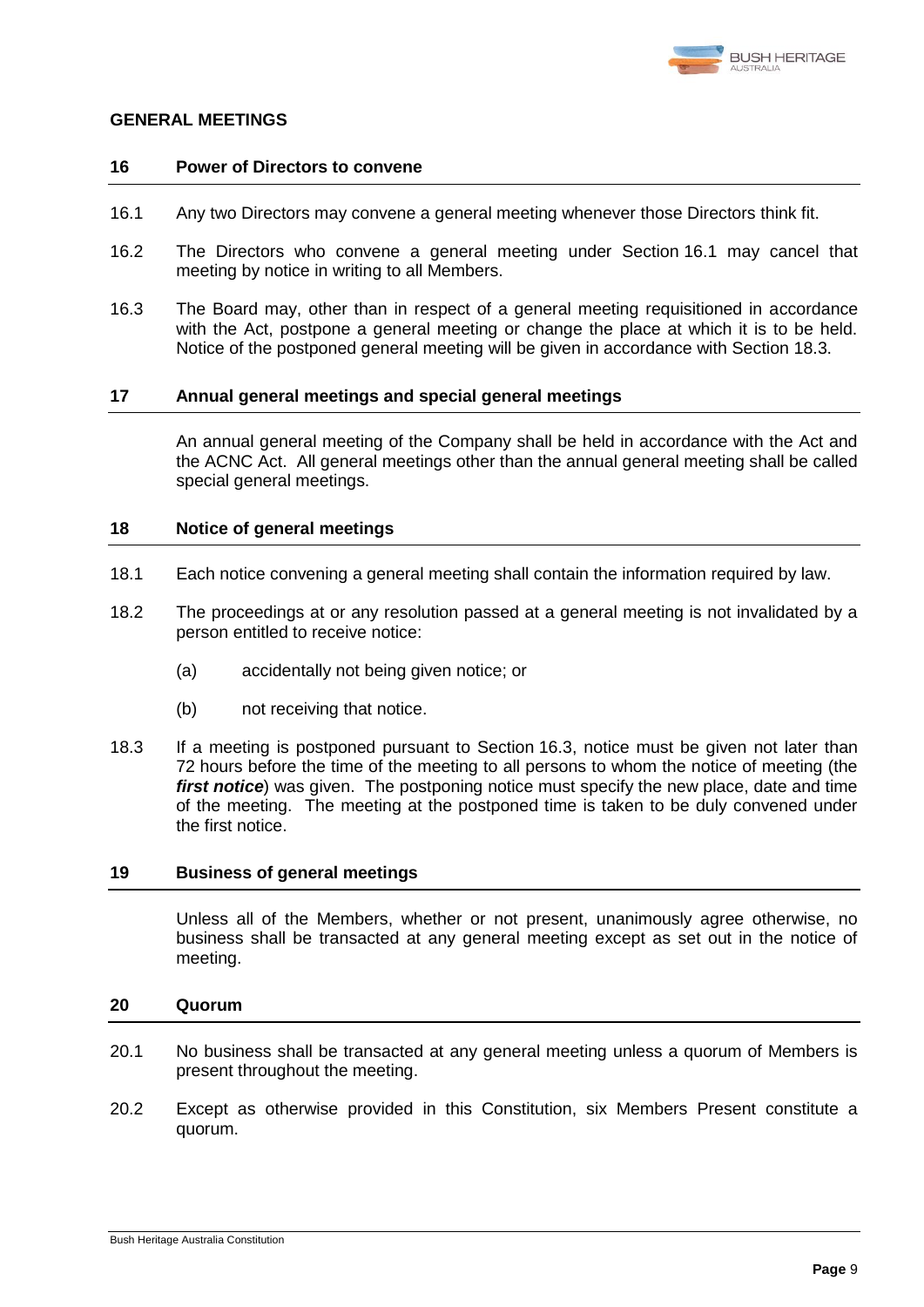## GENERAL MEETINGS

### 16 Power of Directors to convene

16.1 Any two Directors may convene a general meeting whenever those Directors think fit.

16.2 The Directors who convene a general meeting under Section 16.1 may cancel that meeting by notice in writing to all Members.

16.3 The Board may, other than in respect of a general meeting requisitioned in accordance with the Act, postpone a general meeting or change the place at which it is to be held. Notice of the postponed general meeting will be given in accordance with Section 18.3.

### 17 Annual general meetings and special general meetings

An annual general meeting of the Company shall be held in accordance with the Act and the ACNC Act. All general meetings other than the annual general meeting shall be called special general meetings.

### 18 Notice of general meetings

18.1 Each notice convening a general meeting shall contain the information required by law.

18.2 The proceedings at or any resolution passed at a general meeting is not invalidated by a person entitled to receive notice:

(a) accidentally not being given notice; or

(b) not receiving that notice.

18.3 If a meeting is postponed pursuant to Section 16.3, notice must be given not later than 72 hours before the time of the meeting to all persons to whom the notice of meeting (the ***first notice***) was given. The postponing notice must specify the new place, date and time of the meeting. The meeting at the postponed time is taken to be duly convened under the first notice.

### 19 Business of general meetings

Unless all of the Members, whether or not present, unanimously agree otherwise, no business shall be transacted at any general meeting except as set out in the notice of meeting.

### 20 Quorum

20.1 No business shall be transacted at any general meeting unless a quorum of Members is present throughout the meeting.

20.2 Except as otherwise provided in this Constitution, six Members Present constitute a quorum.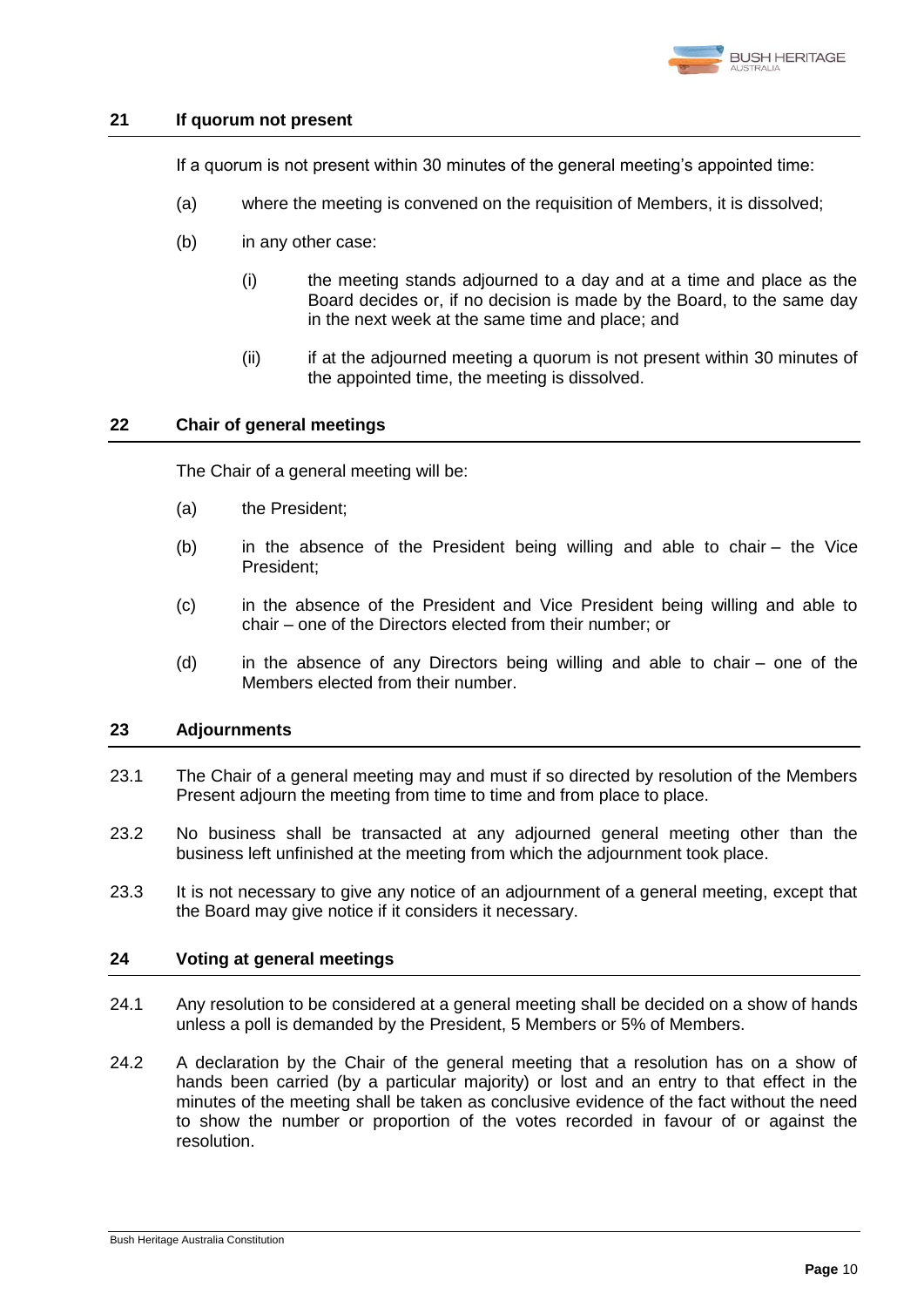## 21 If quorum not present

If a quorum is not present within 30 minutes of the general meeting's appointed time:

(a) where the meeting is convened on the requisition of Members, it is dissolved;

(b) in any other case:

(i) the meeting stands adjourned to a day and at a time and place as the Board decides or, if no decision is made by the Board, to the same day in the next week at the same time and place; and

(ii) if at the adjourned meeting a quorum is not present within 30 minutes of the appointed time, the meeting is dissolved.

## 22 Chair of general meetings

The Chair of a general meeting will be:

(a) the President;

(b) in the absence of the President being willing and able to chair – the Vice President;

(c) in the absence of the President and Vice President being willing and able to chair – one of the Directors elected from their number; or

(d) in the absence of any Directors being willing and able to chair – one of the Members elected from their number.

## 23 Adjournments

23.1 The Chair of a general meeting may and must if so directed by resolution of the Members Present adjourn the meeting from time to time and from place to place.

23.2 No business shall be transacted at any adjourned general meeting other than the business left unfinished at the meeting from which the adjournment took place.

23.3 It is not necessary to give any notice of an adjournment of a general meeting, except that the Board may give notice if it considers it necessary.

## 24 Voting at general meetings

24.1 Any resolution to be considered at a general meeting shall be decided on a show of hands unless a poll is demanded by the President, 5 Members or 5% of Members.

24.2 A declaration by the Chair of the general meeting that a resolution has on a show of hands been carried (by a particular majority) or lost and an entry to that effect in the minutes of the meeting shall be taken as conclusive evidence of the fact without the need to show the number or proportion of the votes recorded in favour of or against the resolution.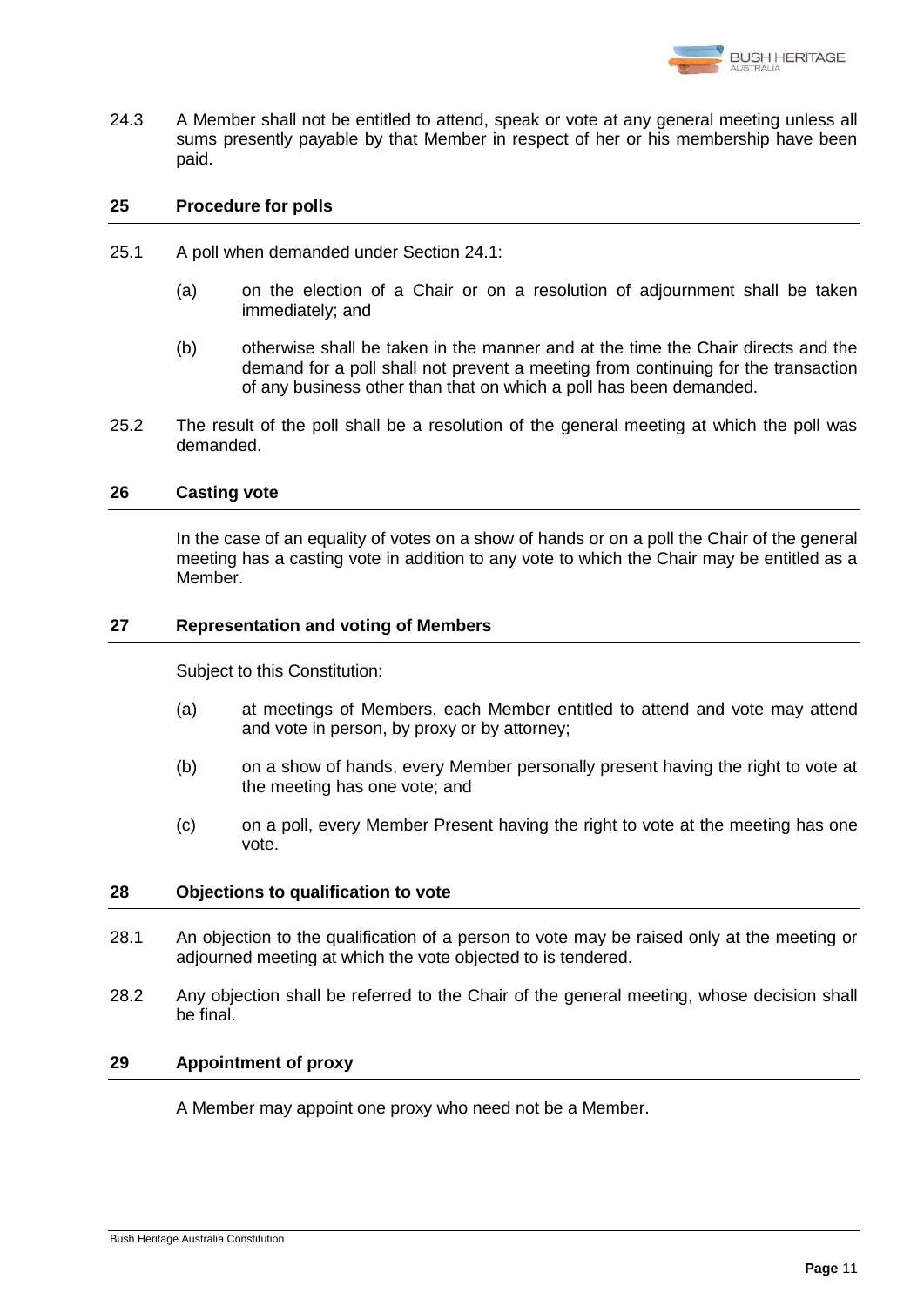24.3 A Member shall not be entitled to attend, speak or vote at any general meeting unless all sums presently payable by that Member in respect of her or his membership have been paid.

## 25 Procedure for polls

25.1 A poll when demanded under Section 24.1:

(a) on the election of a Chair or on a resolution of adjournment shall be taken immediately; and

(b) otherwise shall be taken in the manner and at the time the Chair directs and the demand for a poll shall not prevent a meeting from continuing for the transaction of any business other than that on which a poll has been demanded.

25.2 The result of the poll shall be a resolution of the general meeting at which the poll was demanded.

## 26 Casting vote

In the case of an equality of votes on a show of hands or on a poll the Chair of the general meeting has a casting vote in addition to any vote to which the Chair may be entitled as a Member.

## 27 Representation and voting of Members

Subject to this Constitution:

(a) at meetings of Members, each Member entitled to attend and vote may attend and vote in person, by proxy or by attorney;

(b) on a show of hands, every Member personally present having the right to vote at the meeting has one vote; and

(c) on a poll, every Member Present having the right to vote at the meeting has one vote.

## 28 Objections to qualification to vote

28.1 An objection to the qualification of a person to vote may be raised only at the meeting or adjourned meeting at which the vote objected to is tendered.

28.2 Any objection shall be referred to the Chair of the general meeting, whose decision shall be final.

## 29 Appointment of proxy

A Member may appoint one proxy who need not be a Member.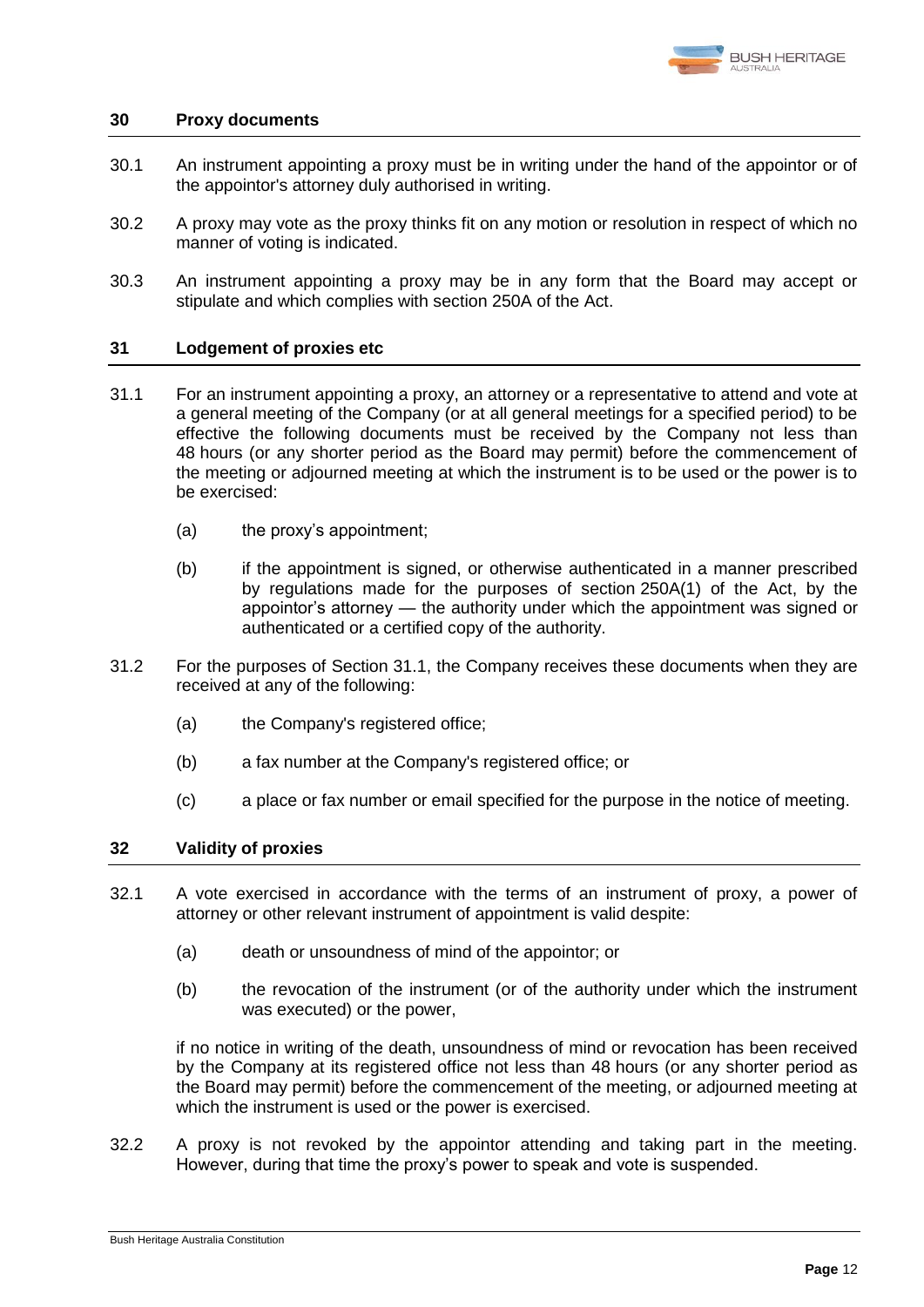## 30 Proxy documents

30.1 An instrument appointing a proxy must be in writing under the hand of the appointor or of the appointor's attorney duly authorised in writing.

30.2 A proxy may vote as the proxy thinks fit on any motion or resolution in respect of which no manner of voting is indicated.

30.3 An instrument appointing a proxy may be in any form that the Board may accept or stipulate and which complies with section 250A of the Act.

## 31 Lodgement of proxies etc

31.1 For an instrument appointing a proxy, an attorney or a representative to attend and vote at a general meeting of the Company (or at all general meetings for a specified period) to be effective the following documents must be received by the Company not less than 48 hours (or any shorter period as the Board may permit) before the commencement of the meeting or adjourned meeting at which the instrument is to be used or the power is to be exercised:

(a) the proxy's appointment;

(b) if the appointment is signed, or otherwise authenticated in a manner prescribed by regulations made for the purposes of section 250A(1) of the Act, by the appointor's attorney — the authority under which the appointment was signed or authenticated or a certified copy of the authority.

31.2 For the purposes of Section 31.1, the Company receives these documents when they are received at any of the following:

(a) the Company's registered office;

(b) a fax number at the Company's registered office; or

(c) a place or fax number or email specified for the purpose in the notice of meeting.

## 32 Validity of proxies

32.1 A vote exercised in accordance with the terms of an instrument of proxy, a power of attorney or other relevant instrument of appointment is valid despite:

(a) death or unsoundness of mind of the appointor; or

(b) the revocation of the instrument (or of the authority under which the instrument was executed) or the power,

if no notice in writing of the death, unsoundness of mind or revocation has been received by the Company at its registered office not less than 48 hours (or any shorter period as the Board may permit) before the commencement of the meeting, or adjourned meeting at which the instrument is used or the power is exercised.

32.2 A proxy is not revoked by the appointor attending and taking part in the meeting. However, during that time the proxy's power to speak and vote is suspended.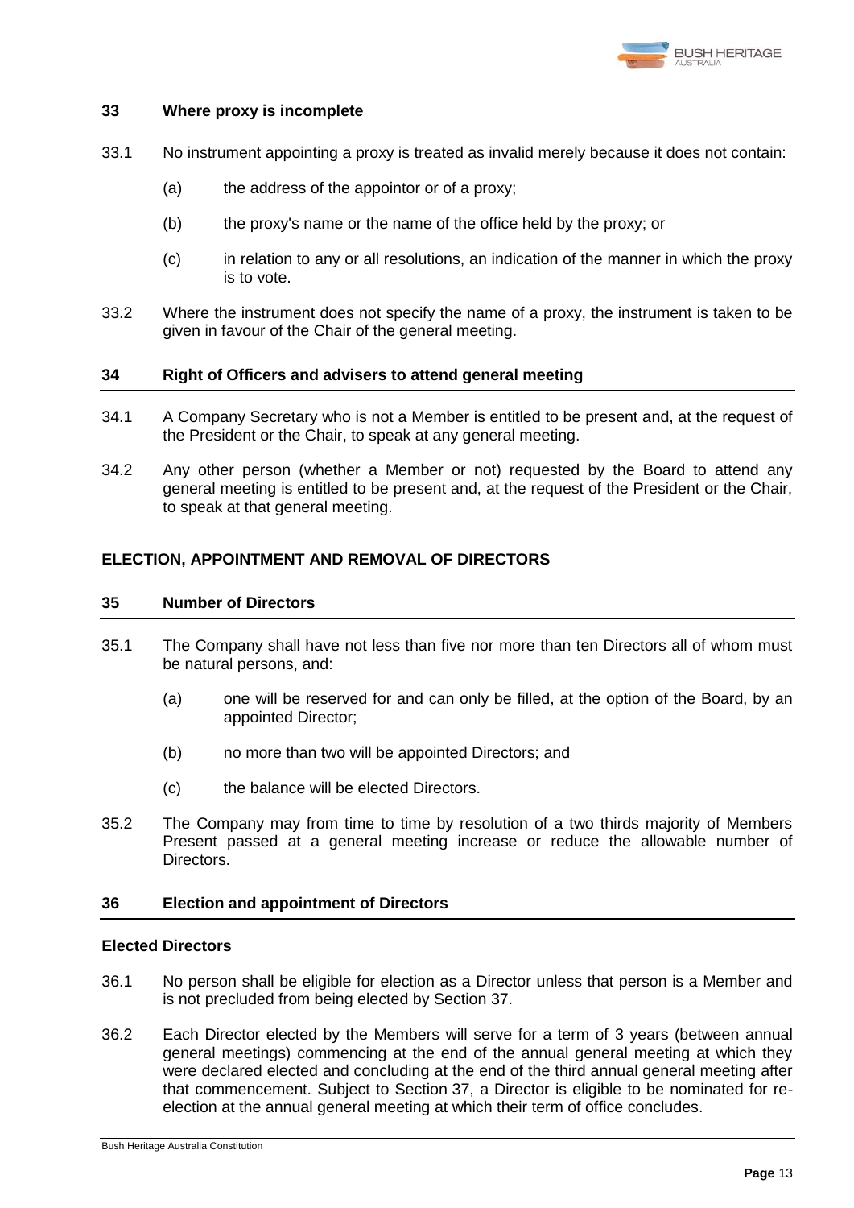## 33 Where proxy is incomplete

33.1 No instrument appointing a proxy is treated as invalid merely because it does not contain:

(a) the address of the appointor or of a proxy;

(b) the proxy's name or the name of the office held by the proxy; or

(c) in relation to any or all resolutions, an indication of the manner in which the proxy is to vote.

33.2 Where the instrument does not specify the name of a proxy, the instrument is taken to be given in favour of the Chair of the general meeting.

## 34 Right of Officers and advisers to attend general meeting

34.1 A Company Secretary who is not a Member is entitled to be present and, at the request of the President or the Chair, to speak at any general meeting.

34.2 Any other person (whether a Member or not) requested by the Board to attend any general meeting is entitled to be present and, at the request of the President or the Chair, to speak at that general meeting.

# ELECTION, APPOINTMENT AND REMOVAL OF DIRECTORS

## 35 Number of Directors

35.1 The Company shall have not less than five nor more than ten Directors all of whom must be natural persons, and:

(a) one will be reserved for and can only be filled, at the option of the Board, by an appointed Director;

(b) no more than two will be appointed Directors; and

(c) the balance will be elected Directors.

35.2 The Company may from time to time by resolution of a two thirds majority of Members Present passed at a general meeting increase or reduce the allowable number of Directors.

## 36 Election and appointment of Directors

### Elected Directors

36.1 No person shall be eligible for election as a Director unless that person is a Member and is not precluded from being elected by Section 37.

36.2 Each Director elected by the Members will serve for a term of 3 years (between annual general meetings) commencing at the end of the annual general meeting at which they were declared elected and concluding at the end of the third annual general meeting after that commencement. Subject to Section 37, a Director is eligible to be nominated for re-election at the annual general meeting at which their term of office concludes.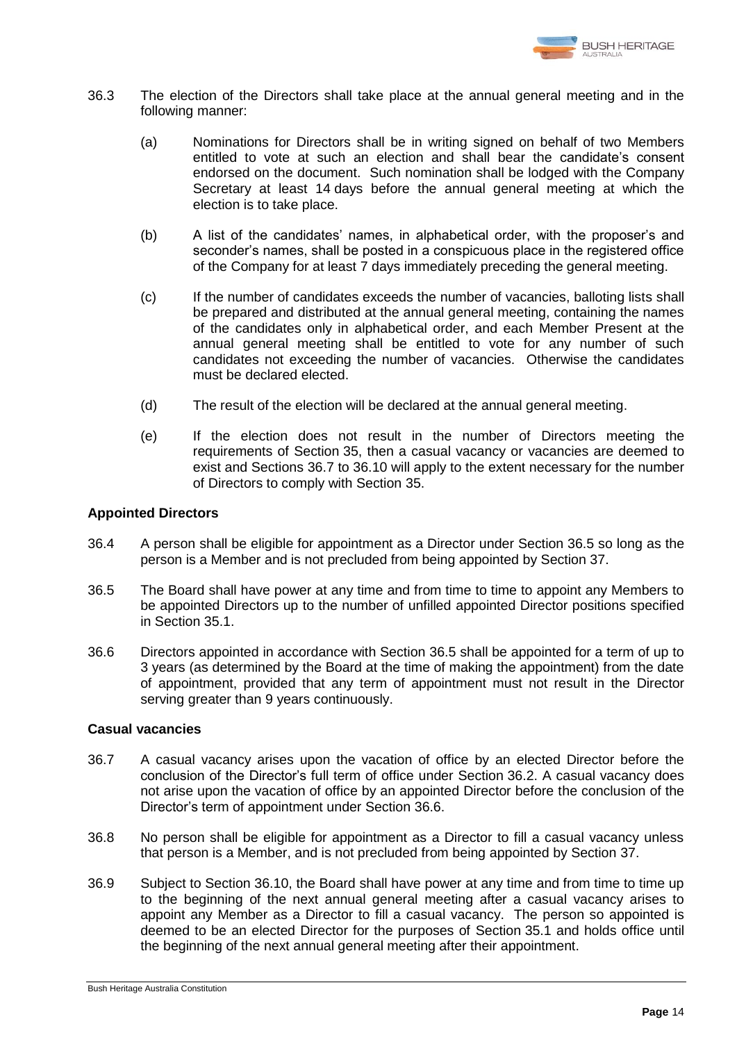36.3 The election of the Directors shall take place at the annual general meeting and in the following manner:

(a) Nominations for Directors shall be in writing signed on behalf of two Members entitled to vote at such an election and shall bear the candidate's consent endorsed on the document. Such nomination shall be lodged with the Company Secretary at least 14 days before the annual general meeting at which the election is to take place.

(b) A list of the candidates' names, in alphabetical order, with the proposer's and seconder's names, shall be posted in a conspicuous place in the registered office of the Company for at least 7 days immediately preceding the general meeting.

(c) If the number of candidates exceeds the number of vacancies, balloting lists shall be prepared and distributed at the annual general meeting, containing the names of the candidates only in alphabetical order, and each Member Present at the annual general meeting shall be entitled to vote for any number of such candidates not exceeding the number of vacancies. Otherwise the candidates must be declared elected.

(d) The result of the election will be declared at the annual general meeting.

(e) If the election does not result in the number of Directors meeting the requirements of Section 35, then a casual vacancy or vacancies are deemed to exist and Sections 36.7 to 36.10 will apply to the extent necessary for the number of Directors to comply with Section 35.

**Appointed Directors**

36.4 A person shall be eligible for appointment as a Director under Section 36.5 so long as the person is a Member and is not precluded from being appointed by Section 37.

36.5 The Board shall have power at any time and from time to time to appoint any Members to be appointed Directors up to the number of unfilled appointed Director positions specified in Section 35.1.

36.6 Directors appointed in accordance with Section 36.5 shall be appointed for a term of up to 3 years (as determined by the Board at the time of making the appointment) from the date of appointment, provided that any term of appointment must not result in the Director serving greater than 9 years continuously.

**Casual vacancies**

36.7 A casual vacancy arises upon the vacation of office by an elected Director before the conclusion of the Director's full term of office under Section 36.2. A casual vacancy does not arise upon the vacation of office by an appointed Director before the conclusion of the Director's term of appointment under Section 36.6.

36.8 No person shall be eligible for appointment as a Director to fill a casual vacancy unless that person is a Member, and is not precluded from being appointed by Section 37.

36.9 Subject to Section 36.10, the Board shall have power at any time and from time to time up to the beginning of the next annual general meeting after a casual vacancy arises to appoint any Member as a Director to fill a casual vacancy. The person so appointed is deemed to be an elected Director for the purposes of Section 35.1 and holds office until the beginning of the next annual general meeting after their appointment.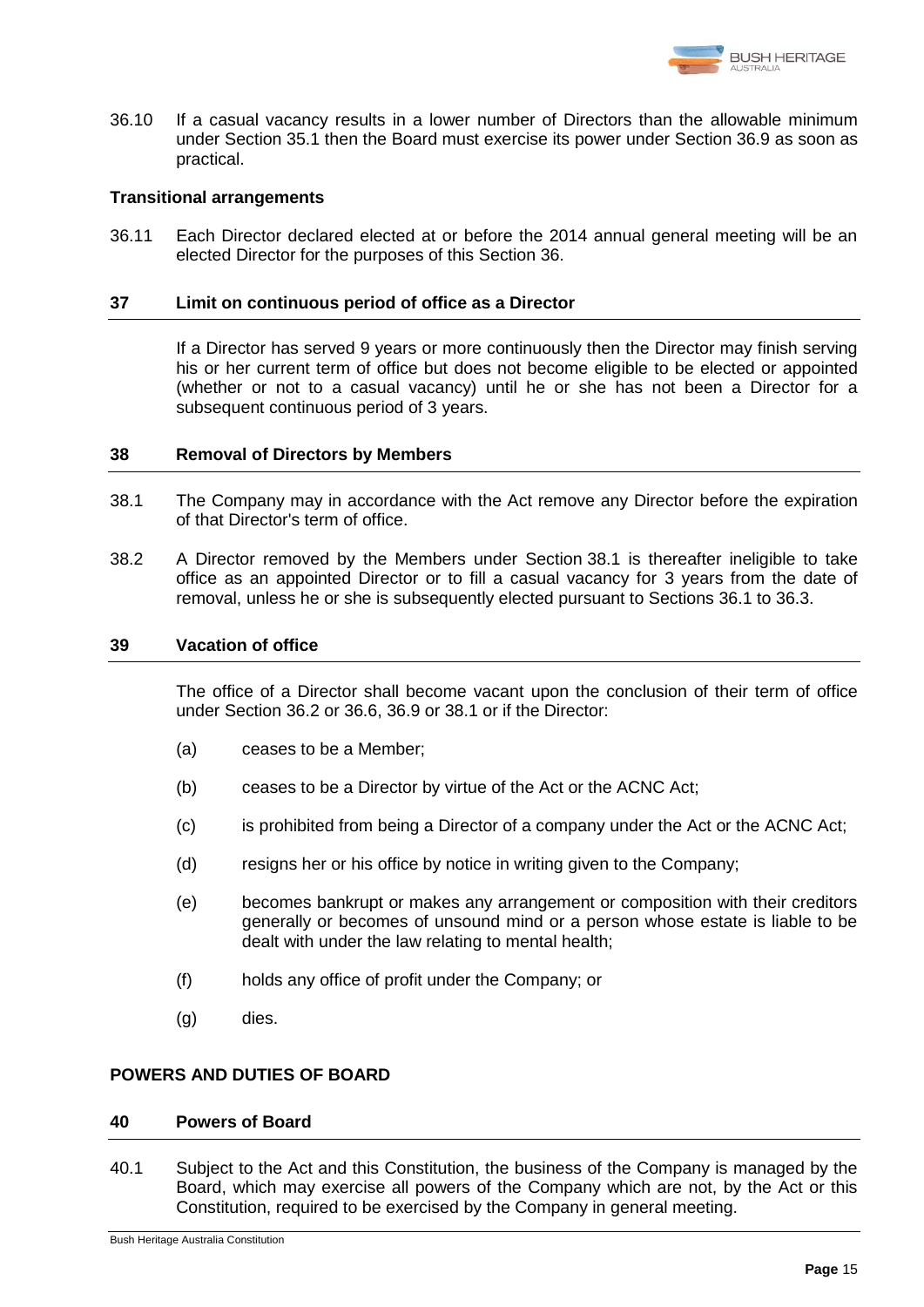36.10 If a casual vacancy results in a lower number of Directors than the allowable minimum under Section 35.1 then the Board must exercise its power under Section 36.9 as soon as practical.

**Transitional arrangements**

36.11 Each Director declared elected at or before the 2014 annual general meeting will be an elected Director for the purposes of this Section 36.

## 37 Limit on continuous period of office as a Director

If a Director has served 9 years or more continuously then the Director may finish serving his or her current term of office but does not become eligible to be elected or appointed (whether or not to a casual vacancy) until he or she has not been a Director for a subsequent continuous period of 3 years.

## 38 Removal of Directors by Members

38.1 The Company may in accordance with the Act remove any Director before the expiration of that Director's term of office.

38.2 A Director removed by the Members under Section 38.1 is thereafter ineligible to take office as an appointed Director or to fill a casual vacancy for 3 years from the date of removal, unless he or she is subsequently elected pursuant to Sections 36.1 to 36.3.

## 39 Vacation of office

The office of a Director shall become vacant upon the conclusion of their term of office under Section 36.2 or 36.6, 36.9 or 38.1 or if the Director:

(a) ceases to be a Member;

(b) ceases to be a Director by virtue of the Act or the ACNC Act;

(c) is prohibited from being a Director of a company under the Act or the ACNC Act;

(d) resigns her or his office by notice in writing given to the Company;

(e) becomes bankrupt or makes any arrangement or composition with their creditors generally or becomes of unsound mind or a person whose estate is liable to be dealt with under the law relating to mental health;

(f) holds any office of profit under the Company; or

(g) dies.

# POWERS AND DUTIES OF BOARD

## 40 Powers of Board

40.1 Subject to the Act and this Constitution, the business of the Company is managed by the Board, which may exercise all powers of the Company which are not, by the Act or this Constitution, required to be exercised by the Company in general meeting.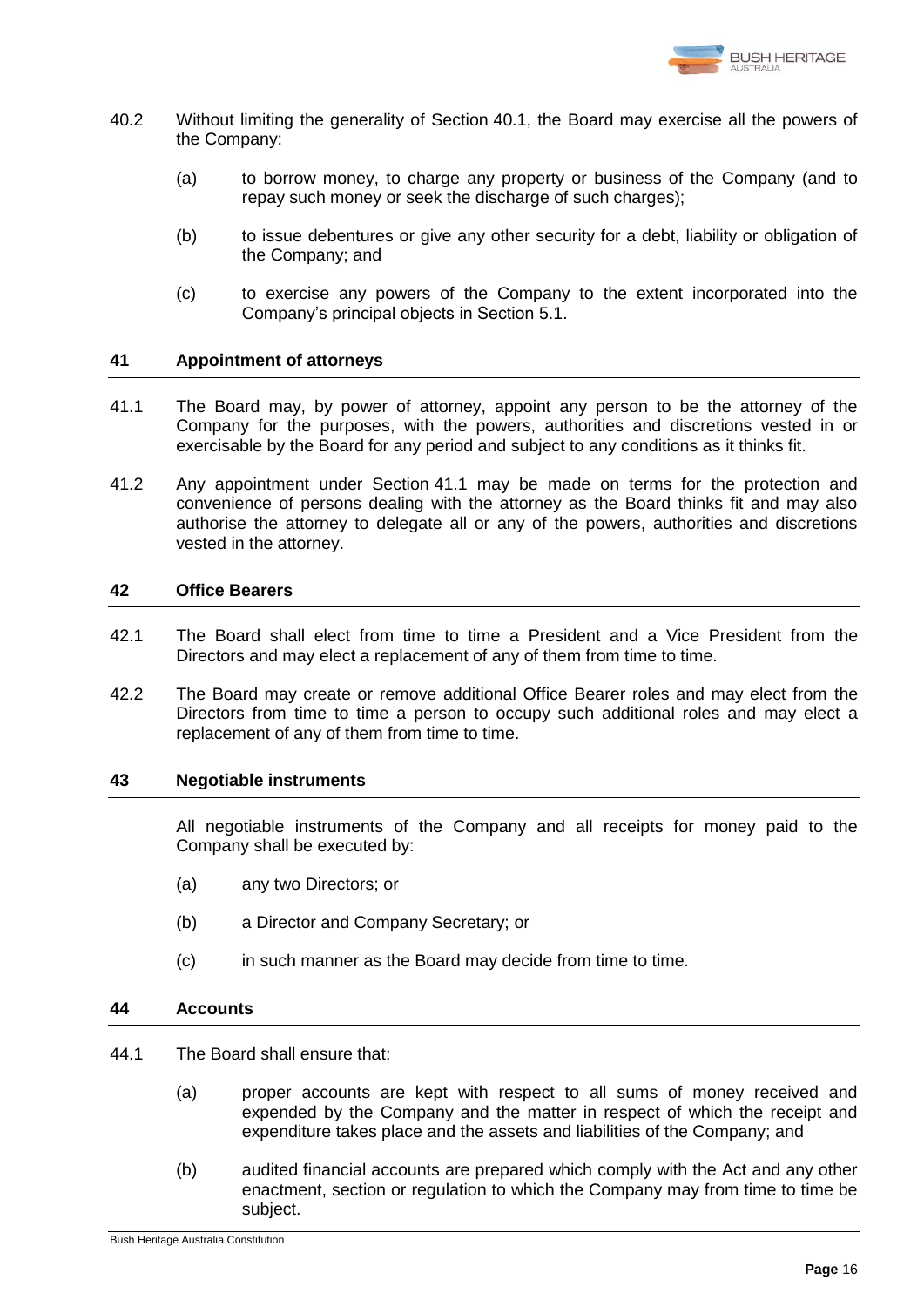40.2 Without limiting the generality of Section 40.1, the Board may exercise all the powers of the Company:

(a) to borrow money, to charge any property or business of the Company (and to repay such money or seek the discharge of such charges);

(b) to issue debentures or give any other security for a debt, liability or obligation of the Company; and

(c) to exercise any powers of the Company to the extent incorporated into the Company's principal objects in Section 5.1.

## 41 Appointment of attorneys

41.1 The Board may, by power of attorney, appoint any person to be the attorney of the Company for the purposes, with the powers, authorities and discretions vested in or exercisable by the Board for any period and subject to any conditions as it thinks fit.

41.2 Any appointment under Section 41.1 may be made on terms for the protection and convenience of persons dealing with the attorney as the Board thinks fit and may also authorise the attorney to delegate all or any of the powers, authorities and discretions vested in the attorney.

## 42 Office Bearers

42.1 The Board shall elect from time to time a President and a Vice President from the Directors and may elect a replacement of any of them from time to time.

42.2 The Board may create or remove additional Office Bearer roles and may elect from the Directors from time to time a person to occupy such additional roles and may elect a replacement of any of them from time to time.

## 43 Negotiable instruments

All negotiable instruments of the Company and all receipts for money paid to the Company shall be executed by:

(a) any two Directors; or

(b) a Director and Company Secretary; or

(c) in such manner as the Board may decide from time to time.

## 44 Accounts

44.1 The Board shall ensure that:

(a) proper accounts are kept with respect to all sums of money received and expended by the Company and the matter in respect of which the receipt and expenditure takes place and the assets and liabilities of the Company; and

(b) audited financial accounts are prepared which comply with the Act and any other enactment, section or regulation to which the Company may from time to time be subject.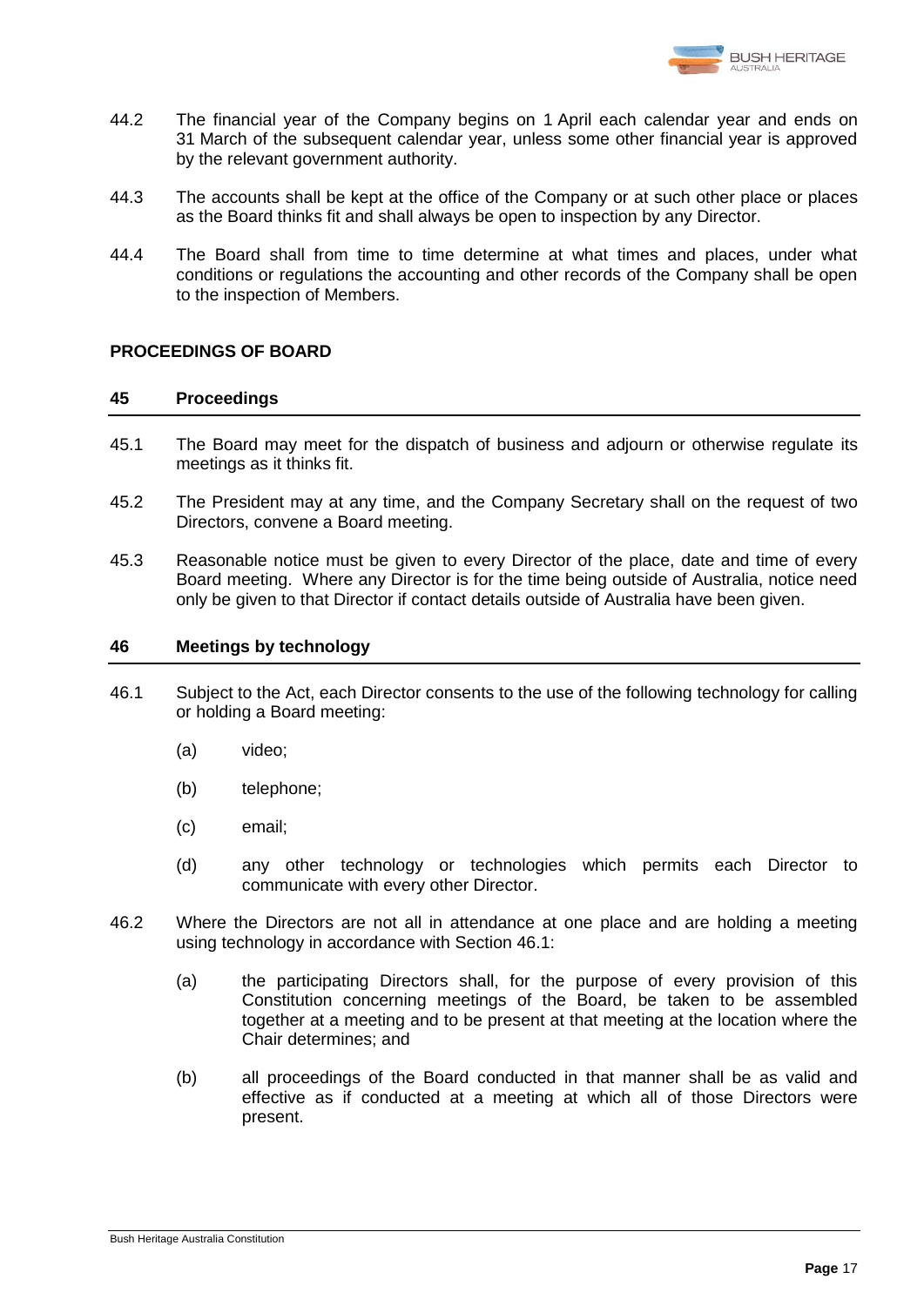44.2 The financial year of the Company begins on 1 April each calendar year and ends on 31 March of the subsequent calendar year, unless some other financial year is approved by the relevant government authority.

44.3 The accounts shall be kept at the office of the Company or at such other place or places as the Board thinks fit and shall always be open to inspection by any Director.

44.4 The Board shall from time to time determine at what times and places, under what conditions or regulations the accounting and other records of the Company shall be open to the inspection of Members.

## PROCEEDINGS OF BOARD

### 45 Proceedings

45.1 The Board may meet for the dispatch of business and adjourn or otherwise regulate its meetings as it thinks fit.

45.2 The President may at any time, and the Company Secretary shall on the request of two Directors, convene a Board meeting.

45.3 Reasonable notice must be given to every Director of the place, date and time of every Board meeting. Where any Director is for the time being outside of Australia, notice need only be given to that Director if contact details outside of Australia have been given.

### 46 Meetings by technology

46.1 Subject to the Act, each Director consents to the use of the following technology for calling or holding a Board meeting:

(a) video;

(b) telephone;

(c) email;

(d) any other technology or technologies which permits each Director to communicate with every other Director.

46.2 Where the Directors are not all in attendance at one place and are holding a meeting using technology in accordance with Section 46.1:

(a) the participating Directors shall, for the purpose of every provision of this Constitution concerning meetings of the Board, be taken to be assembled together at a meeting and to be present at that meeting at the location where the Chair determines; and

(b) all proceedings of the Board conducted in that manner shall be as valid and effective as if conducted at a meeting at which all of those Directors were present.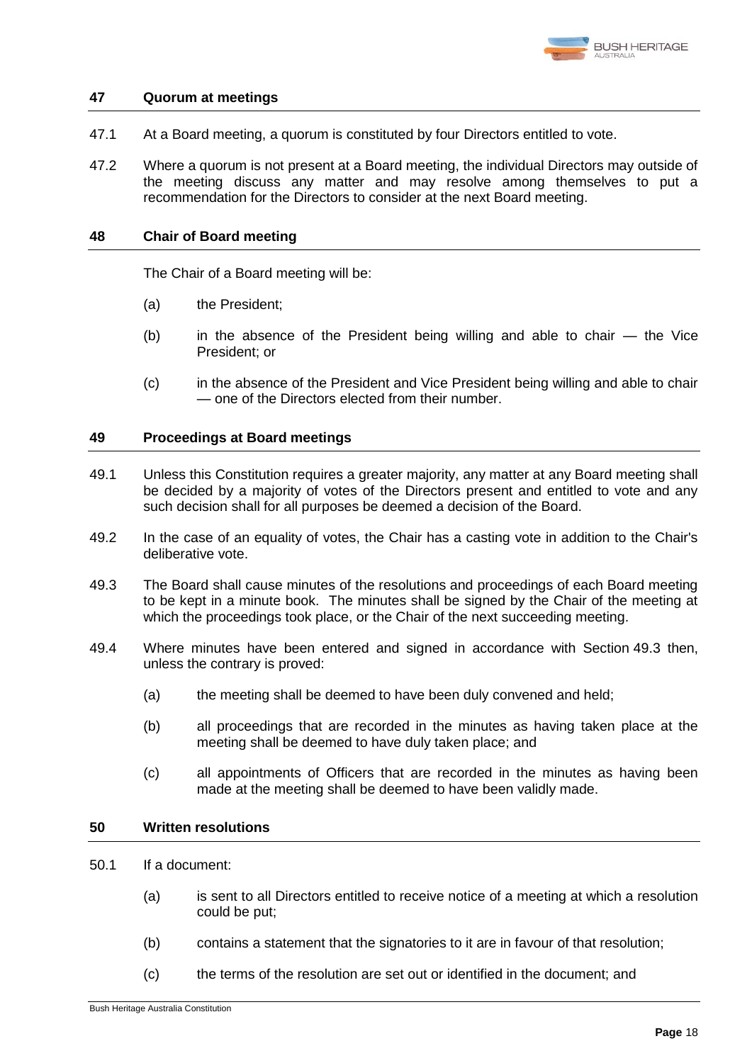## 47 Quorum at meetings

47.1 At a Board meeting, a quorum is constituted by four Directors entitled to vote.

47.2 Where a quorum is not present at a Board meeting, the individual Directors may outside of the meeting discuss any matter and may resolve among themselves to put a recommendation for the Directors to consider at the next Board meeting.

## 48 Chair of Board meeting

The Chair of a Board meeting will be:

(a) the President;

(b) in the absence of the President being willing and able to chair — the Vice President; or

(c) in the absence of the President and Vice President being willing and able to chair — one of the Directors elected from their number.

## 49 Proceedings at Board meetings

49.1 Unless this Constitution requires a greater majority, any matter at any Board meeting shall be decided by a majority of votes of the Directors present and entitled to vote and any such decision shall for all purposes be deemed a decision of the Board.

49.2 In the case of an equality of votes, the Chair has a casting vote in addition to the Chair's deliberative vote.

49.3 The Board shall cause minutes of the resolutions and proceedings of each Board meeting to be kept in a minute book. The minutes shall be signed by the Chair of the meeting at which the proceedings took place, or the Chair of the next succeeding meeting.

49.4 Where minutes have been entered and signed in accordance with Section 49.3 then, unless the contrary is proved:

(a) the meeting shall be deemed to have been duly convened and held;

(b) all proceedings that are recorded in the minutes as having taken place at the meeting shall be deemed to have duly taken place; and

(c) all appointments of Officers that are recorded in the minutes as having been made at the meeting shall be deemed to have been validly made.

## 50 Written resolutions

50.1 If a document:

(a) is sent to all Directors entitled to receive notice of a meeting at which a resolution could be put;

(b) contains a statement that the signatories to it are in favour of that resolution;

(c) the terms of the resolution are set out or identified in the document; and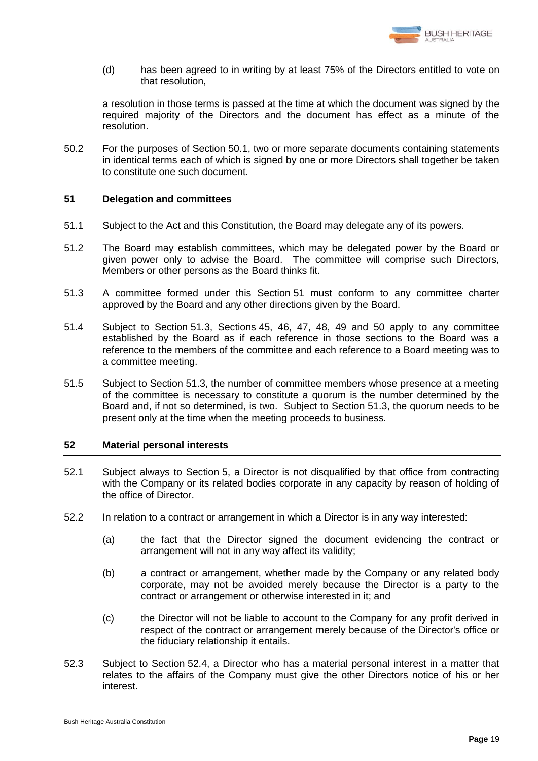(d) has been agreed to in writing by at least 75% of the Directors entitled to vote on that resolution,

a resolution in those terms is passed at the time at which the document was signed by the required majority of the Directors and the document has effect as a minute of the resolution.

50.2 For the purposes of Section 50.1, two or more separate documents containing statements in identical terms each of which is signed by one or more Directors shall together be taken to constitute one such document.

## 51 Delegation and committees

51.1 Subject to the Act and this Constitution, the Board may delegate any of its powers.

51.2 The Board may establish committees, which may be delegated power by the Board or given power only to advise the Board. The committee will comprise such Directors, Members or other persons as the Board thinks fit.

51.3 A committee formed under this Section 51 must conform to any committee charter approved by the Board and any other directions given by the Board.

51.4 Subject to Section 51.3, Sections 45, 46, 47, 48, 49 and 50 apply to any committee established by the Board as if each reference in those sections to the Board was a reference to the members of the committee and each reference to a Board meeting was to a committee meeting.

51.5 Subject to Section 51.3, the number of committee members whose presence at a meeting of the committee is necessary to constitute a quorum is the number determined by the Board and, if not so determined, is two. Subject to Section 51.3, the quorum needs to be present only at the time when the meeting proceeds to business.

## 52 Material personal interests

52.1 Subject always to Section 5, a Director is not disqualified by that office from contracting with the Company or its related bodies corporate in any capacity by reason of holding of the office of Director.

52.2 In relation to a contract or arrangement in which a Director is in any way interested:

(a) the fact that the Director signed the document evidencing the contract or arrangement will not in any way affect its validity;

(b) a contract or arrangement, whether made by the Company or any related body corporate, may not be avoided merely because the Director is a party to the contract or arrangement or otherwise interested in it; and

(c) the Director will not be liable to account to the Company for any profit derived in respect of the contract or arrangement merely because of the Director's office or the fiduciary relationship it entails.

52.3 Subject to Section 52.4, a Director who has a material personal interest in a matter that relates to the affairs of the Company must give the other Directors notice of his or her interest.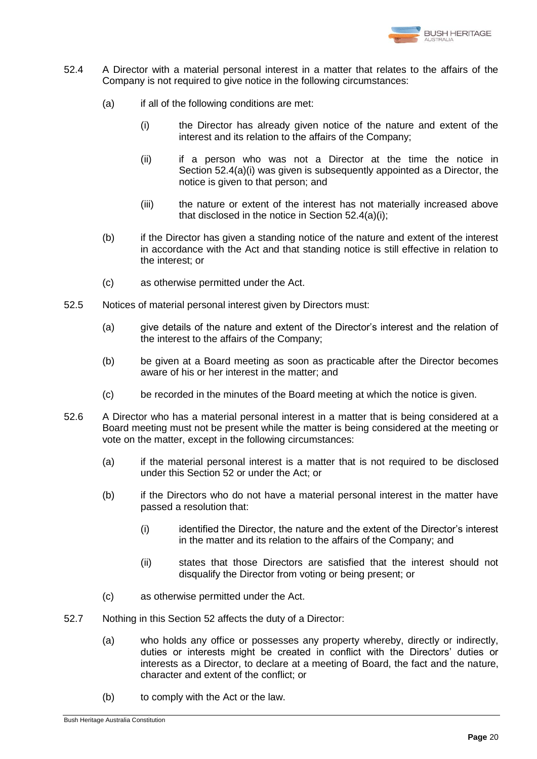52.4 A Director with a material personal interest in a matter that relates to the affairs of the Company is not required to give notice in the following circumstances:

(a) if all of the following conditions are met:

(i) the Director has already given notice of the nature and extent of the interest and its relation to the affairs of the Company;

(ii) if a person who was not a Director at the time the notice in Section 52.4(a)(i) was given is subsequently appointed as a Director, the notice is given to that person; and

(iii) the nature or extent of the interest has not materially increased above that disclosed in the notice in Section 52.4(a)(i);

(b) if the Director has given a standing notice of the nature and extent of the interest in accordance with the Act and that standing notice is still effective in relation to the interest; or

(c) as otherwise permitted under the Act.

52.5 Notices of material personal interest given by Directors must:

(a) give details of the nature and extent of the Director's interest and the relation of the interest to the affairs of the Company;

(b) be given at a Board meeting as soon as practicable after the Director becomes aware of his or her interest in the matter; and

(c) be recorded in the minutes of the Board meeting at which the notice is given.

52.6 A Director who has a material personal interest in a matter that is being considered at a Board meeting must not be present while the matter is being considered at the meeting or vote on the matter, except in the following circumstances:

(a) if the material personal interest is a matter that is not required to be disclosed under this Section 52 or under the Act; or

(b) if the Directors who do not have a material personal interest in the matter have passed a resolution that:

(i) identified the Director, the nature and the extent of the Director's interest in the matter and its relation to the affairs of the Company; and

(ii) states that those Directors are satisfied that the interest should not disqualify the Director from voting or being present; or

(c) as otherwise permitted under the Act.

52.7 Nothing in this Section 52 affects the duty of a Director:

(a) who holds any office or possesses any property whereby, directly or indirectly, duties or interests might be created in conflict with the Directors' duties or interests as a Director, to declare at a meeting of Board, the fact and the nature, character and extent of the conflict; or

(b) to comply with the Act or the law.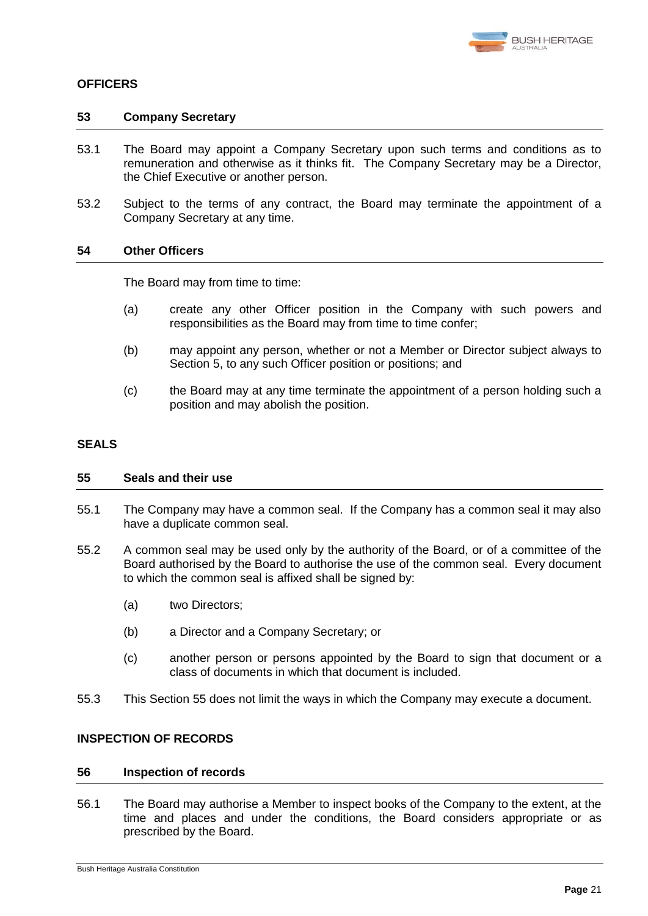## OFFICERS

### 53 Company Secretary

53.1 The Board may appoint a Company Secretary upon such terms and conditions as to remuneration and otherwise as it thinks fit. The Company Secretary may be a Director, the Chief Executive or another person.

53.2 Subject to the terms of any contract, the Board may terminate the appointment of a Company Secretary at any time.

### 54 Other Officers

The Board may from time to time:

(a) create any other Officer position in the Company with such powers and responsibilities as the Board may from time to time confer;

(b) may appoint any person, whether or not a Member or Director subject always to Section 5, to any such Officer position or positions; and

(c) the Board may at any time terminate the appointment of a person holding such a position and may abolish the position.

## SEALS

### 55 Seals and their use

55.1 The Company may have a common seal. If the Company has a common seal it may also have a duplicate common seal.

55.2 A common seal may be used only by the authority of the Board, or of a committee of the Board authorised by the Board to authorise the use of the common seal. Every document to which the common seal is affixed shall be signed by:

(a) two Directors;

(b) a Director and a Company Secretary; or

(c) another person or persons appointed by the Board to sign that document or a class of documents in which that document is included.

55.3 This Section 55 does not limit the ways in which the Company may execute a document.

## INSPECTION OF RECORDS

### 56 Inspection of records

56.1 The Board may authorise a Member to inspect books of the Company to the extent, at the time and places and under the conditions, the Board considers appropriate or as prescribed by the Board.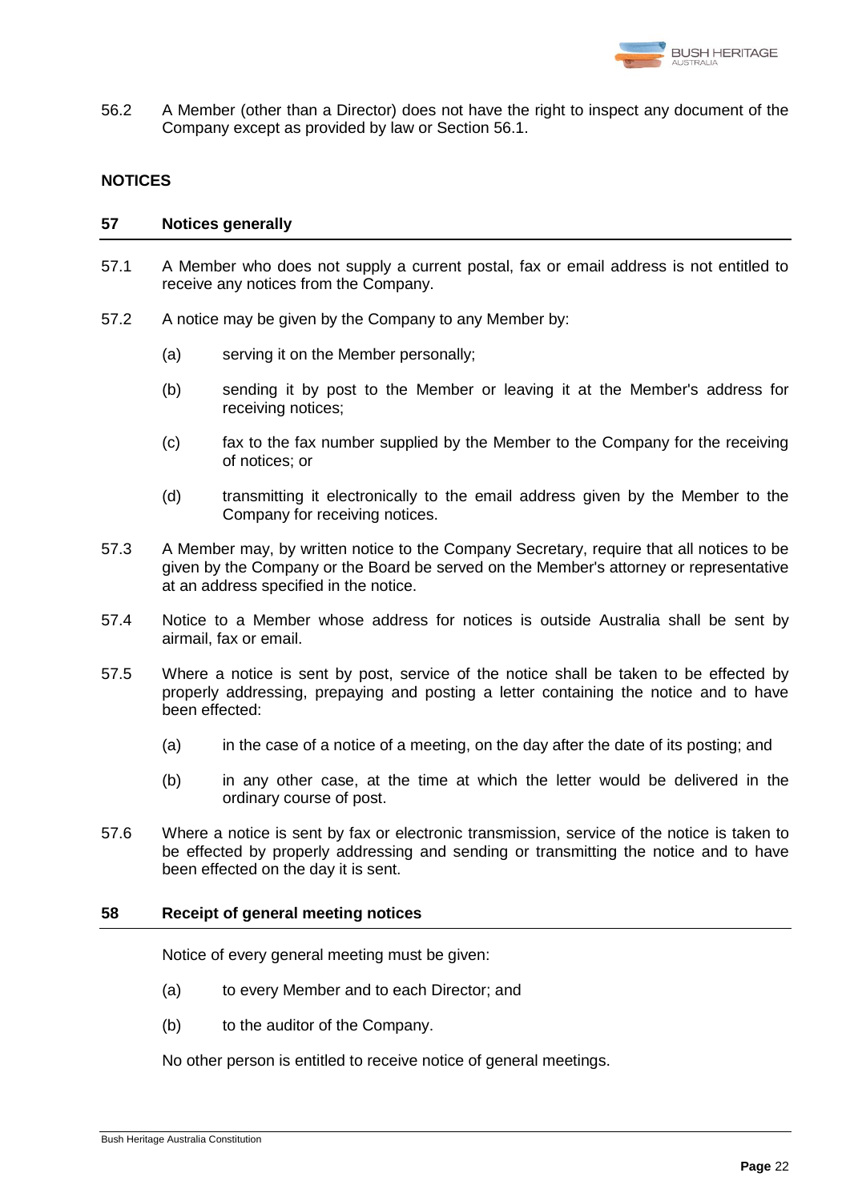56.2 A Member (other than a Director) does not have the right to inspect any document of the Company except as provided by law or Section 56.1.

## NOTICES

### 57 Notices generally

57.1 A Member who does not supply a current postal, fax or email address is not entitled to receive any notices from the Company.

57.2 A notice may be given by the Company to any Member by:

(a) serving it on the Member personally;

(b) sending it by post to the Member or leaving it at the Member's address for receiving notices;

(c) fax to the fax number supplied by the Member to the Company for the receiving of notices; or

(d) transmitting it electronically to the email address given by the Member to the Company for receiving notices.

57.3 A Member may, by written notice to the Company Secretary, require that all notices to be given by the Company or the Board be served on the Member's attorney or representative at an address specified in the notice.

57.4 Notice to a Member whose address for notices is outside Australia shall be sent by airmail, fax or email.

57.5 Where a notice is sent by post, service of the notice shall be taken to be effected by properly addressing, prepaying and posting a letter containing the notice and to have been effected:

(a) in the case of a notice of a meeting, on the day after the date of its posting; and

(b) in any other case, at the time at which the letter would be delivered in the ordinary course of post.

57.6 Where a notice is sent by fax or electronic transmission, service of the notice is taken to be effected by properly addressing and sending or transmitting the notice and to have been effected on the day it is sent.

### 58 Receipt of general meeting notices

Notice of every general meeting must be given:

(a) to every Member and to each Director; and

(b) to the auditor of the Company.

No other person is entitled to receive notice of general meetings.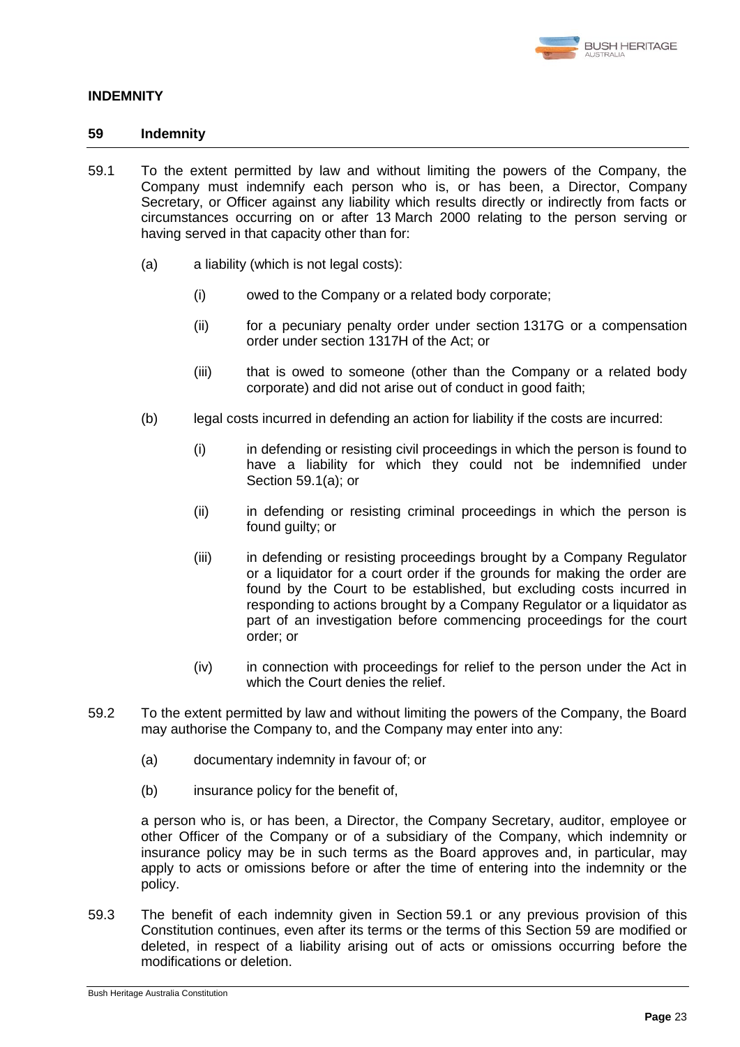## INDEMNITY

### 59 Indemnity

59.1 To the extent permitted by law and without limiting the powers of the Company, the Company must indemnify each person who is, or has been, a Director, Company Secretary, or Officer against any liability which results directly or indirectly from facts or circumstances occurring on or after 13 March 2000 relating to the person serving or having served in that capacity other than for:

(a) a liability (which is not legal costs):

(i) owed to the Company or a related body corporate;

(ii) for a pecuniary penalty order under section 1317G or a compensation order under section 1317H of the Act; or

(iii) that is owed to someone (other than the Company or a related body corporate) and did not arise out of conduct in good faith;

(b) legal costs incurred in defending an action for liability if the costs are incurred:

(i) in defending or resisting civil proceedings in which the person is found to have a liability for which they could not be indemnified under Section 59.1(a); or

(ii) in defending or resisting criminal proceedings in which the person is found guilty; or

(iii) in defending or resisting proceedings brought by a Company Regulator or a liquidator for a court order if the grounds for making the order are found by the Court to be established, but excluding costs incurred in responding to actions brought by a Company Regulator or a liquidator as part of an investigation before commencing proceedings for the court order; or

(iv) in connection with proceedings for relief to the person under the Act in which the Court denies the relief.

59.2 To the extent permitted by law and without limiting the powers of the Company, the Board may authorise the Company to, and the Company may enter into any:

(a) documentary indemnity in favour of; or

(b) insurance policy for the benefit of,

a person who is, or has been, a Director, the Company Secretary, auditor, employee or other Officer of the Company or of a subsidiary of the Company, which indemnity or insurance policy may be in such terms as the Board approves and, in particular, may apply to acts or omissions before or after the time of entering into the indemnity or the policy.

59.3 The benefit of each indemnity given in Section 59.1 or any previous provision of this Constitution continues, even after its terms or the terms of this Section 59 are modified or deleted, in respect of a liability arising out of acts or omissions occurring before the modifications or deletion.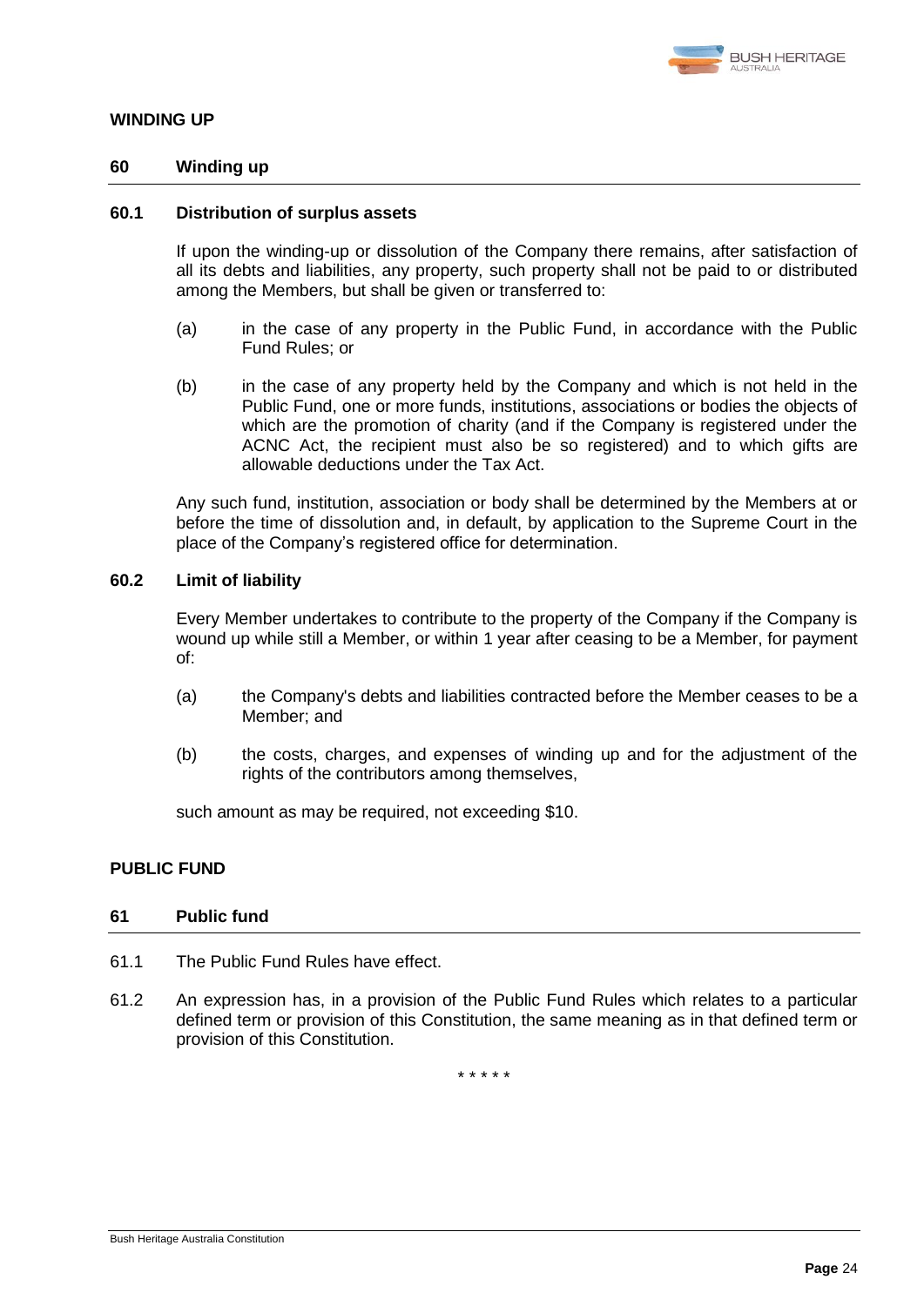## WINDING UP

### 60 Winding up

#### 60.1 Distribution of surplus assets

If upon the winding-up or dissolution of the Company there remains, after satisfaction of all its debts and liabilities, any property, such property shall not be paid to or distributed among the Members, but shall be given or transferred to:

(a) in the case of any property in the Public Fund, in accordance with the Public Fund Rules; or

(b) in the case of any property held by the Company and which is not held in the Public Fund, one or more funds, institutions, associations or bodies the objects of which are the promotion of charity (and if the Company is registered under the ACNC Act, the recipient must also be so registered) and to which gifts are allowable deductions under the Tax Act.

Any such fund, institution, association or body shall be determined by the Members at or before the time of dissolution and, in default, by application to the Supreme Court in the place of the Company's registered office for determination.

#### 60.2 Limit of liability

Every Member undertakes to contribute to the property of the Company if the Company is wound up while still a Member, or within 1 year after ceasing to be a Member, for payment of:

(a) the Company's debts and liabilities contracted before the Member ceases to be a Member; and

(b) the costs, charges, and expenses of winding up and for the adjustment of the rights of the contributors among themselves,

such amount as may be required, not exceeding $10.

## PUBLIC FUND

### 61 Public fund

61.1 The Public Fund Rules have effect.

61.2 An expression has, in a provision of the Public Fund Rules which relates to a particular defined term or provision of this Constitution, the same meaning as in that defined term or provision of this Constitution.

\* \* \* \* \*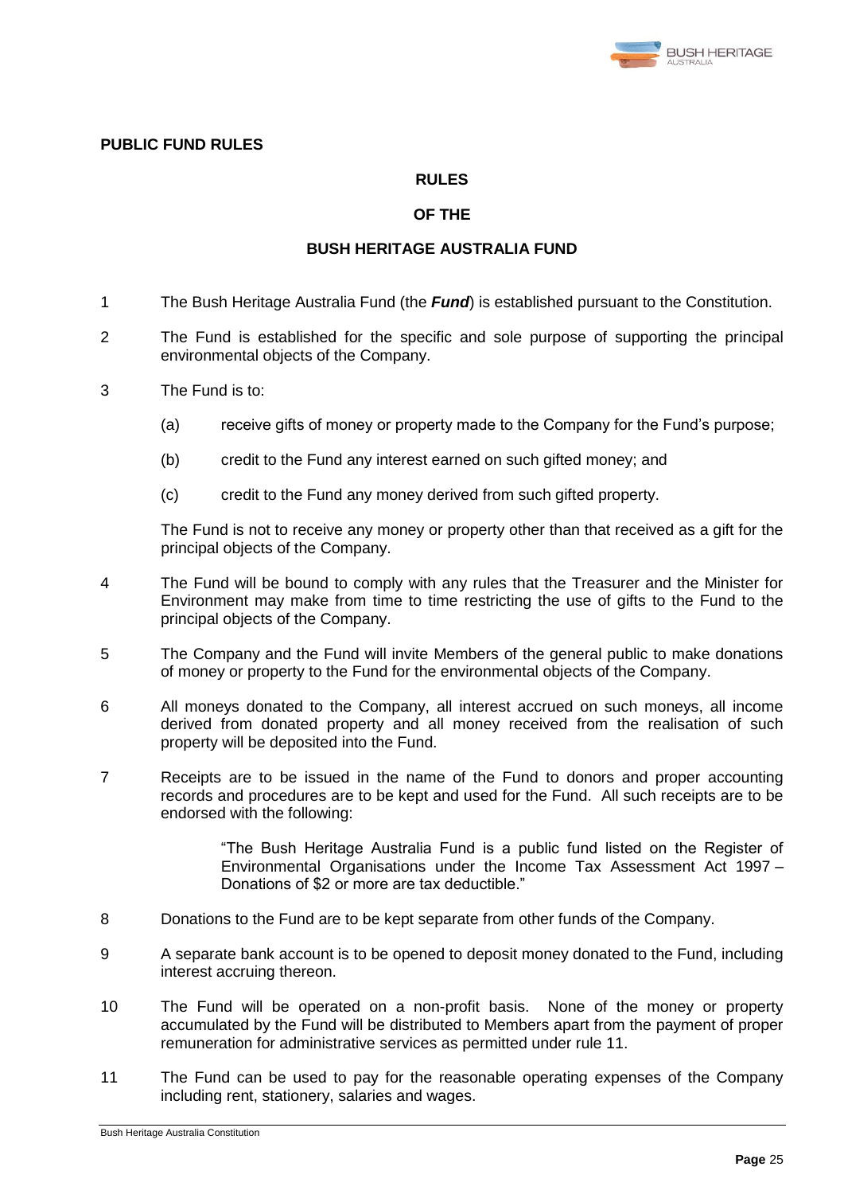**PUBLIC FUND RULES**

**RULES**

**OF THE**

**BUSH HERITAGE AUSTRALIA FUND**

1 The Bush Heritage Australia Fund (the ***Fund***) is established pursuant to the Constitution.

2 The Fund is established for the specific and sole purpose of supporting the principal environmental objects of the Company.

3 The Fund is to:

   (a) receive gifts of money or property made to the Company for the Fund's purpose;

   (b) credit to the Fund any interest earned on such gifted money; and

   (c) credit to the Fund any money derived from such gifted property.

   The Fund is not to receive any money or property other than that received as a gift for the principal objects of the Company.

4 The Fund will be bound to comply with any rules that the Treasurer and the Minister for Environment may make from time to time restricting the use of gifts to the Fund to the principal objects of the Company.

5 The Company and the Fund will invite Members of the general public to make donations of money or property to the Fund for the environmental objects of the Company.

6 All moneys donated to the Company, all interest accrued on such moneys, all income derived from donated property and all money received from the realisation of such property will be deposited into the Fund.

7 Receipts are to be issued in the name of the Fund to donors and proper accounting records and procedures are to be kept and used for the Fund. All such receipts are to be endorsed with the following:

   > "The Bush Heritage Australia Fund is a public fund listed on the Register of Environmental Organisations under the Income Tax Assessment Act 1997 – Donations of $2 or more are tax deductible."

8 Donations to the Fund are to be kept separate from other funds of the Company.

9 A separate bank account is to be opened to deposit money donated to the Fund, including interest accruing thereon.

10 The Fund will be operated on a non-profit basis. None of the money or property accumulated by the Fund will be distributed to Members apart from the payment of proper remuneration for administrative services as permitted under rule 11.

11 The Fund can be used to pay for the reasonable operating expenses of the Company including rent, stationery, salaries and wages.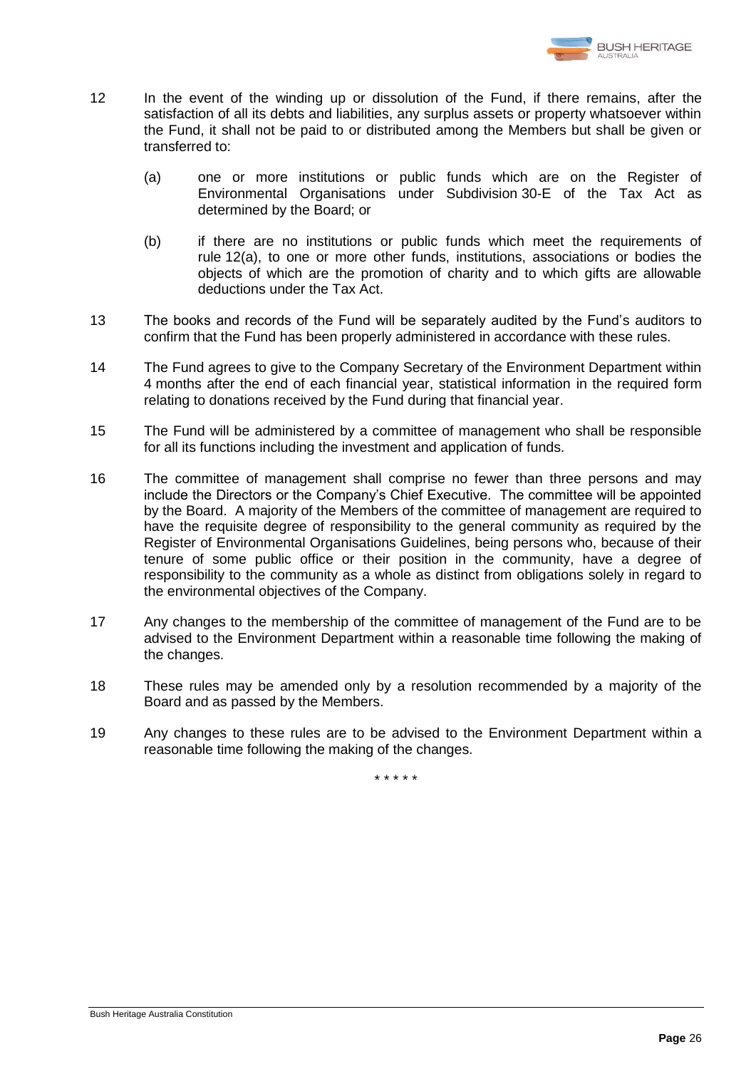12 In the event of the winding up or dissolution of the Fund, if there remains, after the satisfaction of all its debts and liabilities, any surplus assets or property whatsoever within the Fund, it shall not be paid to or distributed among the Members but shall be given or transferred to:

(a) one or more institutions or public funds which are on the Register of Environmental Organisations under Subdivision 30-E of the Tax Act as determined by the Board; or

(b) if there are no institutions or public funds which meet the requirements of rule 12(a), to one or more other funds, institutions, associations or bodies the objects of which are the promotion of charity and to which gifts are allowable deductions under the Tax Act.

13 The books and records of the Fund will be separately audited by the Fund's auditors to confirm that the Fund has been properly administered in accordance with these rules.

14 The Fund agrees to give to the Company Secretary of the Environment Department within 4 months after the end of each financial year, statistical information in the required form relating to donations received by the Fund during that financial year.

15 The Fund will be administered by a committee of management who shall be responsible for all its functions including the investment and application of funds.

16 The committee of management shall comprise no fewer than three persons and may include the Directors or the Company's Chief Executive. The committee will be appointed by the Board. A majority of the Members of the committee of management are required to have the requisite degree of responsibility to the general community as required by the Register of Environmental Organisations Guidelines, being persons who, because of their tenure of some public office or their position in the community, have a degree of responsibility to the community as a whole as distinct from obligations solely in regard to the environmental objectives of the Company.

17 Any changes to the membership of the committee of management of the Fund are to be advised to the Environment Department within a reasonable time following the making of the changes.

18 These rules may be amended only by a resolution recommended by a majority of the Board and as passed by the Members.

19 Any changes to these rules are to be advised to the Environment Department within a reasonable time following the making of the changes.

\* \* \* \* \*